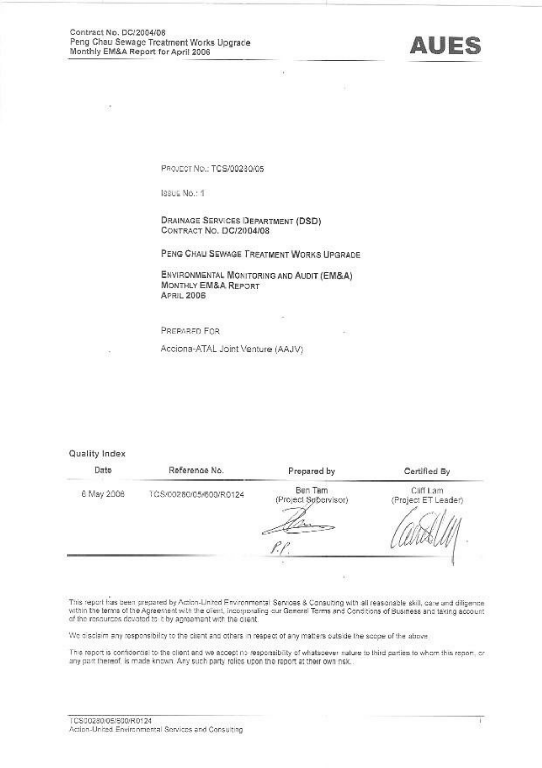PROJECT NO.: TCS/00280/05

ISSUE NO.: 1

DRAINAGE SERVICES DEPARTMENT (DSD)
CONTRACT NO. DC/2004/08

PENG CHAU SEWAGE TREATMENT WORKS UPGRADE

ENVIRONMENTAL MONITORING AND AUDIT (EM&A)
MONTHLY EM&A REPORT
APRIL 2006

PREPARED FOR

Acciona-ATAL Joint Venture (AAJV)

**Quality Index**

| Date | Reference No. | Prepared by | Certified By |
|---|---|---|---|
| 6 May 2006 | TCS/00280/05/600/R0124 | Ben Tam (Project Supervisor) | Cliff Lam (Project ET Leader) |

This report has been prepared by Action-United Environmental Services & Consulting with all reasonable skill, care and diligence within the terms of the Agreement with the client, incorporating our General Terms and Conditions of Business and taking account of the resources devoted to it by agreement with the client.

We disclaim any responsibility to the client and others in respect of any matters outside the scope of the above.

This report is confidential to the client and we accept no responsibility of whatsoever nature to third parties to whom this report, or any part thereof, is made known. Any such party relies upon the report at their own risk.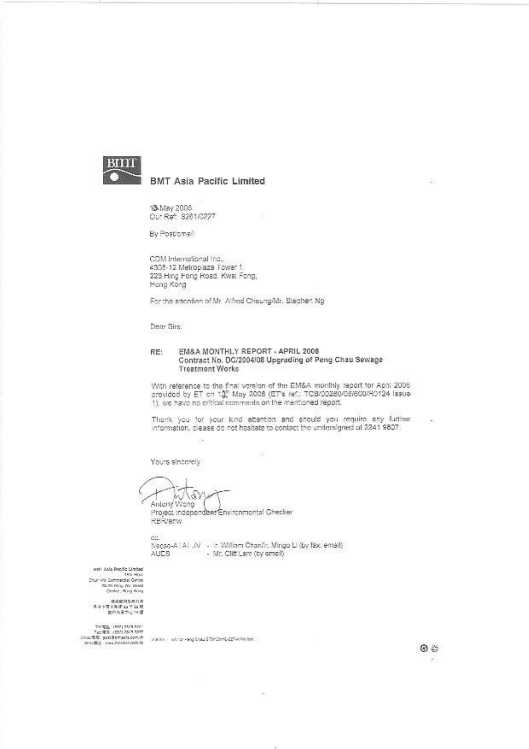**BMT Asia Pacific Limited**

13 May 2008
Our Ref: 8261/0227

By Post/email

CDM International Inc.,
4305-12 Metroplaza Tower 1,
223 Hing Fong Road, Kwai Fong,
Hong Kong

For the attention of Mr. Alfred Cheung/Mr. Stephen Ng

Dear Sirs,

RE: **EM&A MONTHLY REPORT - APRIL 2008**
**Contract No. DC/2004/08 Upgrading of Peng Chau Sewage Treatment Works**

With reference to the final version of the EM&A monthly report for April 2008 provided by ET on 13th May 2008 (ET's ref.: TCS/00280/06/600/R0124 Issue 1), we have no critical comments on the mentioned report.

Thank you for your kind attention and should you require any further information, please do not hesitate to contact the undersigned at 2241 9807.

Yours sincerely

Antony Wong
Project Independent Environmental Checker
RBR/anw

cc.
Necso-A I AL JV - Ir. William Chan/Ir. Mingo Li (by fax, email)
AUES - Mr. Cliff Lam (by email)

BMT Asia Pacific Limited
18th Floor
Chun Wo Commercial Centre
23-29 Wing Wo Street
Central, Hong Kong

Tel/電話: (852) 2815 2221
Fax/傳真: (852) 2815 3377
Email/電郵: post@bmtasia.com.hk
Web/網址: www.bmtasia.com.hk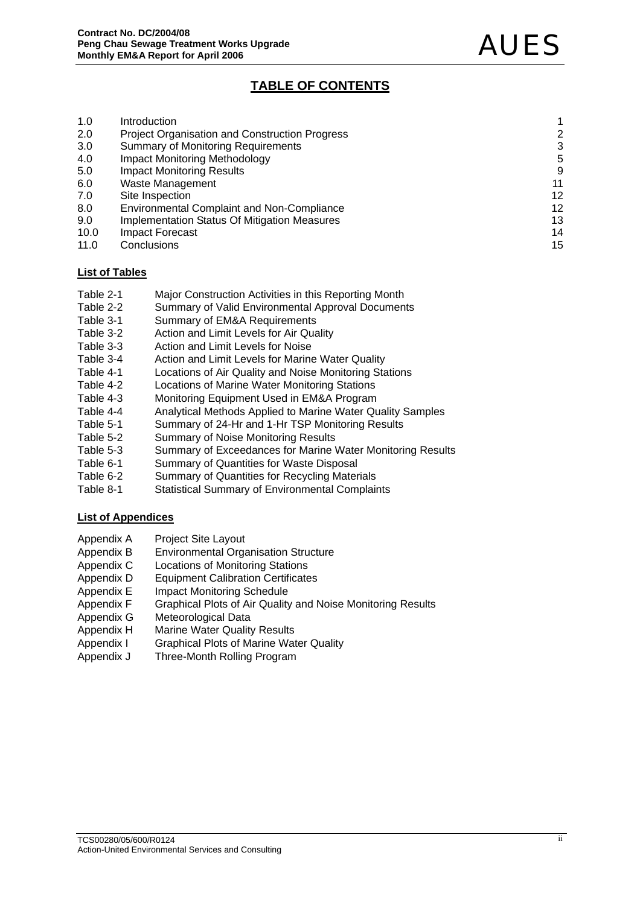# TABLE OF CONTENTS

| | | |
|---|---|---|
| 1.0 | Introduction | 1 |
| 2.0 | Project Organisation and Construction Progress | 2 |
| 3.0 | Summary of Monitoring Requirements | 3 |
| 4.0 | Impact Monitoring Methodology | 5 |
| 5.0 | Impact Monitoring Results | 9 |
| 6.0 | Waste Management | 11 |
| 7.0 | Site Inspection | 12 |
| 8.0 | Environmental Complaint and Non-Compliance | 12 |
| 9.0 | Implementation Status Of Mitigation Measures | 13 |
| 10.0 | Impact Forecast | 14 |
| 11.0 | Conclusions | 15 |

**List of Tables**

| | |
|---|---|
| Table 2-1 | Major Construction Activities in this Reporting Month |
| Table 2-2 | Summary of Valid Environmental Approval Documents |
| Table 3-1 | Summary of EM&A Requirements |
| Table 3-2 | Action and Limit Levels for Air Quality |
| Table 3-3 | Action and Limit Levels for Noise |
| Table 3-4 | Action and Limit Levels for Marine Water Quality |
| Table 4-1 | Locations of Air Quality and Noise Monitoring Stations |
| Table 4-2 | Locations of Marine Water Monitoring Stations |
| Table 4-3 | Monitoring Equipment Used in EM&A Program |
| Table 4-4 | Analytical Methods Applied to Marine Water Quality Samples |
| Table 5-1 | Summary of 24-Hr and 1-Hr TSP Monitoring Results |
| Table 5-2 | Summary of Noise Monitoring Results |
| Table 5-3 | Summary of Exceedances for Marine Water Monitoring Results |
| Table 6-1 | Summary of Quantities for Waste Disposal |
| Table 6-2 | Summary of Quantities for Recycling Materials |
| Table 8-1 | Statistical Summary of Environmental Complaints |

**List of Appendices**

| | |
|---|---|
| Appendix A | Project Site Layout |
| Appendix B | Environmental Organisation Structure |
| Appendix C | Locations of Monitoring Stations |
| Appendix D | Equipment Calibration Certificates |
| Appendix E | Impact Monitoring Schedule |
| Appendix F | Graphical Plots of Air Quality and Noise Monitoring Results |
| Appendix G | Meteorological Data |
| Appendix H | Marine Water Quality Results |
| Appendix I | Graphical Plots of Marine Water Quality |
| Appendix J | Three-Month Rolling Program |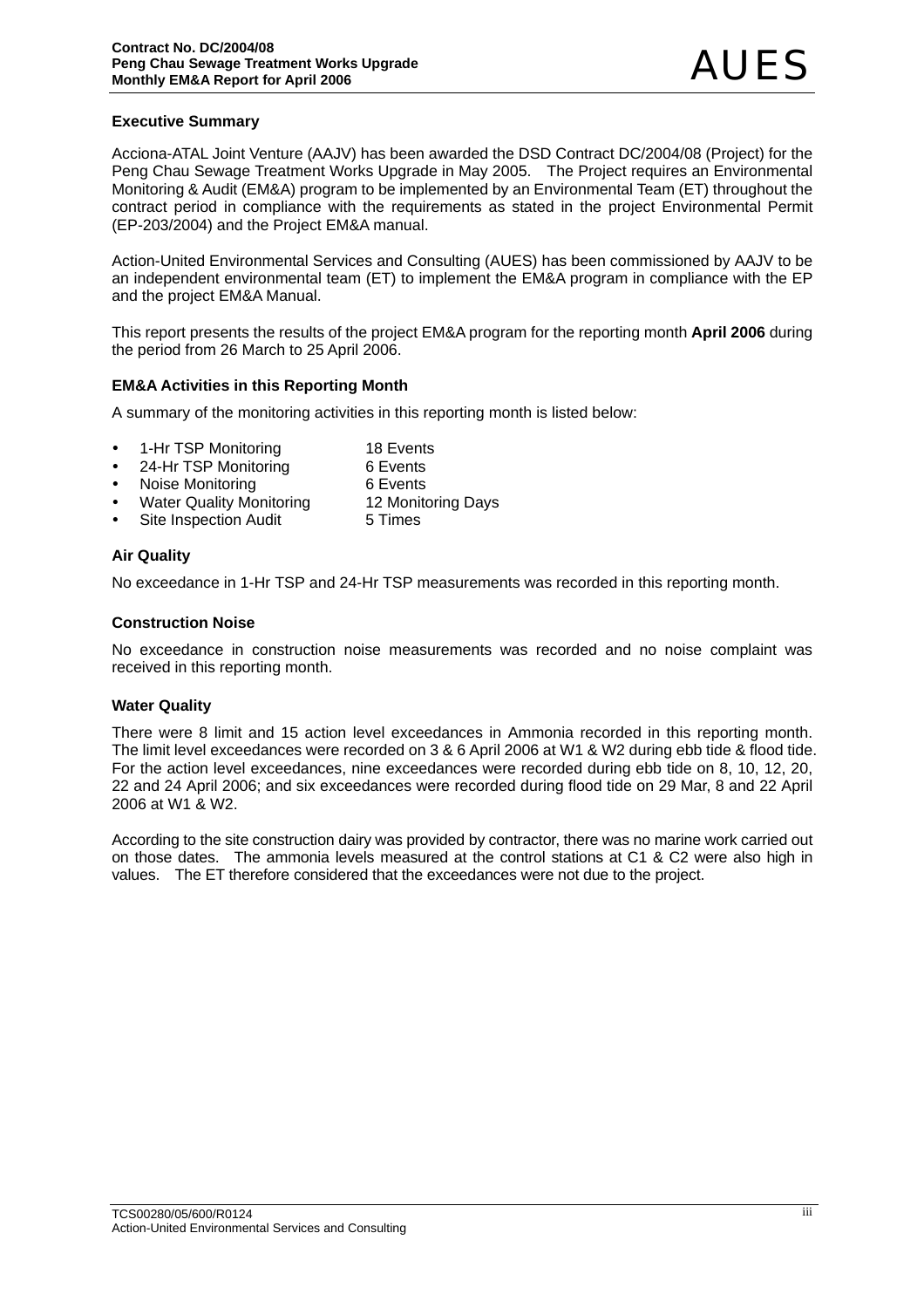## Executive Summary

Acciona-ATAL Joint Venture (AAJV) has been awarded the DSD Contract DC/2004/08 (Project) for the Peng Chau Sewage Treatment Works Upgrade in May 2005. The Project requires an Environmental Monitoring & Audit (EM&A) program to be implemented by an Environmental Team (ET) throughout the contract period in compliance with the requirements as stated in the project Environmental Permit (EP-203/2004) and the Project EM&A manual.

Action-United Environmental Services and Consulting (AUES) has been commissioned by AAJV to be an independent environmental team (ET) to implement the EM&A program in compliance with the EP and the project EM&A Manual.

This report presents the results of the project EM&A program for the reporting month **April 2006** during the period from 26 March to 25 April 2006.

### EM&A Activities in this Reporting Month

A summary of the monitoring activities in this reporting month is listed below:

- 1-Hr TSP Monitoring 18 Events
- 24-Hr TSP Monitoring 6 Events
- Noise Monitoring 6 Events
- Water Quality Monitoring 12 Monitoring Days
- Site Inspection Audit 5 Times

### Air Quality

No exceedance in 1-Hr TSP and 24-Hr TSP measurements was recorded in this reporting month.

### Construction Noise

No exceedance in construction noise measurements was recorded and no noise complaint was received in this reporting month.

### Water Quality

There were 8 limit and 15 action level exceedances in Ammonia recorded in this reporting month. The limit level exceedances were recorded on 3 & 6 April 2006 at W1 & W2 during ebb tide & flood tide. For the action level exceedances, nine exceedances were recorded during ebb tide on 8, 10, 12, 20, 22 and 24 April 2006; and six exceedances were recorded during flood tide on 29 Mar, 8 and 22 April 2006 at W1 & W2.

According to the site construction dairy was provided by contractor, there was no marine work carried out on those dates. The ammonia levels measured at the control stations at C1 & C2 were also high in values. The ET therefore considered that the exceedances were not due to the project.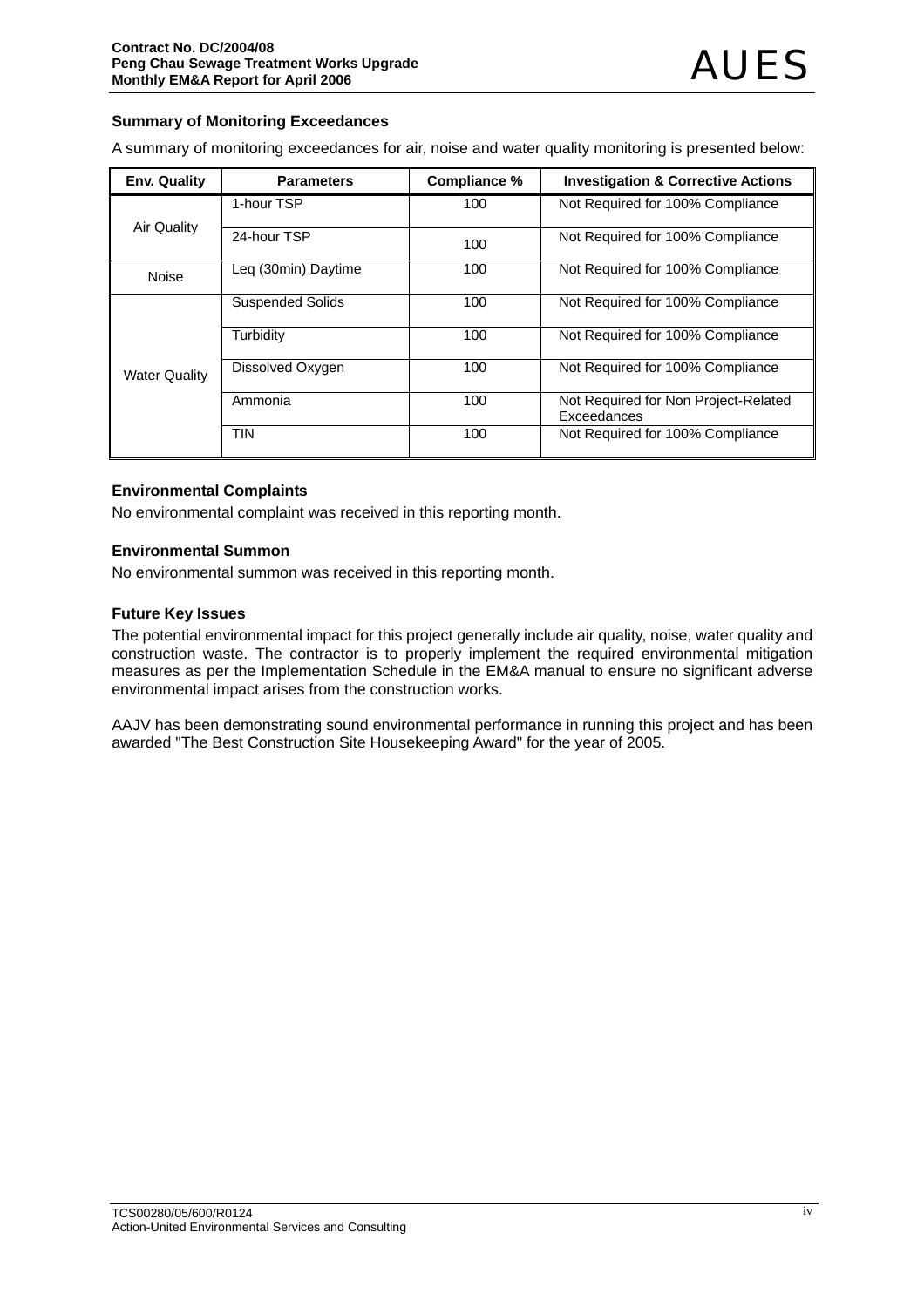### Summary of Monitoring Exceedances

A summary of monitoring exceedances for air, noise and water quality monitoring is presented below:

| Env. Quality | Parameters | Compliance % | Investigation & Corrective Actions |
|---|---|---|---|
| Air Quality | 1-hour TSP | 100 | Not Required for 100% Compliance |
| | 24-hour TSP | 100 | Not Required for 100% Compliance |
| Noise | Leq (30min) Daytime | 100 | Not Required for 100% Compliance |
| Water Quality | Suspended Solids | 100 | Not Required for 100% Compliance |
| | Turbidity | 100 | Not Required for 100% Compliance |
| | Dissolved Oxygen | 100 | Not Required for 100% Compliance |
| | Ammonia | 100 | Not Required for Non Project-Related Exceedances |
| | TIN | 100 | Not Required for 100% Compliance |

### Environmental Complaints

No environmental complaint was received in this reporting month.

### Environmental Summon

No environmental summon was received in this reporting month.

### Future Key Issues

The potential environmental impact for this project generally include air quality, noise, water quality and construction waste. The contractor is to properly implement the required environmental mitigation measures as per the Implementation Schedule in the EM&A manual to ensure no significant adverse environmental impact arises from the construction works.

AAJV has been demonstrating sound environmental performance in running this project and has been awarded "The Best Construction Site Housekeeping Award" for the year of 2005.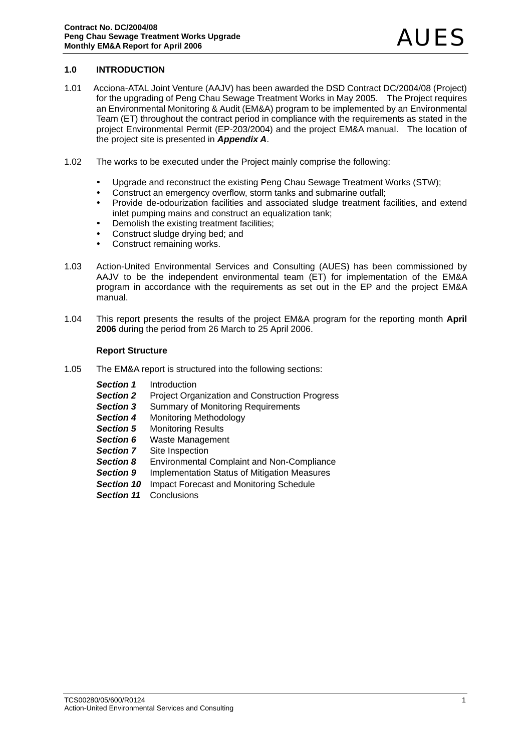## 1.0 INTRODUCTION

1.01 Acciona-ATAL Joint Venture (AAJV) has been awarded the DSD Contract DC/2004/08 (Project) for the upgrading of Peng Chau Sewage Treatment Works in May 2005. The Project requires an Environmental Monitoring & Audit (EM&A) program to be implemented by an Environmental Team (ET) throughout the contract period in compliance with the requirements as stated in the project Environmental Permit (EP-203/2004) and the project EM&A manual. The location of the project site is presented in ***Appendix A***.

1.02 The works to be executed under the Project mainly comprise the following:

- Upgrade and reconstruct the existing Peng Chau Sewage Treatment Works (STW);
- Construct an emergency overflow, storm tanks and submarine outfall;
- Provide de-odourization facilities and associated sludge treatment facilities, and extend inlet pumping mains and construct an equalization tank;
- Demolish the existing treatment facilities;
- Construct sludge drying bed; and
- Construct remaining works.

1.03 Action-United Environmental Services and Consulting (AUES) has been commissioned by AAJV to be the independent environmental team (ET) for implementation of the EM&A program in accordance with the requirements as set out in the EP and the project EM&A manual.

1.04 This report presents the results of the project EM&A program for the reporting month **April 2006** during the period from 26 March to 25 April 2006.

**Report Structure**

1.05 The EM&A report is structured into the following sections:

***Section 1*** Introduction
***Section 2*** Project Organization and Construction Progress
***Section 3*** Summary of Monitoring Requirements
***Section 4*** Monitoring Methodology
***Section 5*** Monitoring Results
***Section 6*** Waste Management
***Section 7*** Site Inspection
***Section 8*** Environmental Complaint and Non-Compliance
***Section 9*** Implementation Status of Mitigation Measures
***Section 10*** Impact Forecast and Monitoring Schedule
***Section 11*** Conclusions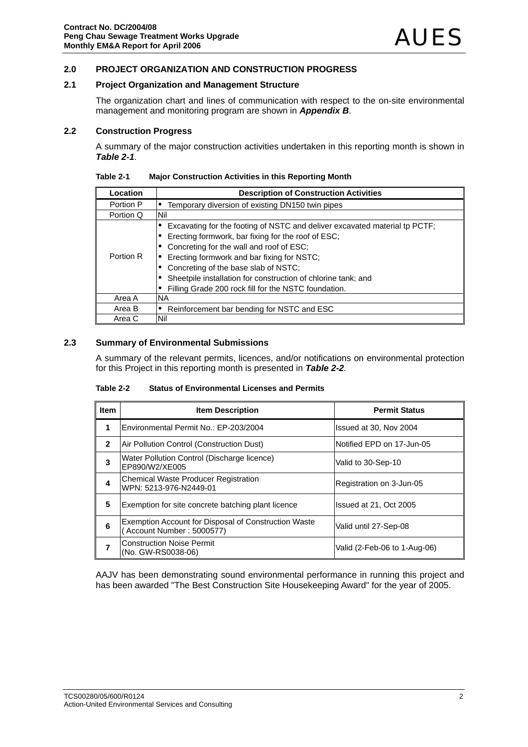## 2.0 PROJECT ORGANIZATION AND CONSTRUCTION PROGRESS

### 2.1 Project Organization and Management Structure

The organization chart and lines of communication with respect to the on-site environmental management and monitoring program are shown in ***Appendix B***.

### 2.2 Construction Progress

A summary of the major construction activities undertaken in this reporting month is shown in ***Table 2-1***.

**Table 2-1 Major Construction Activities in this Reporting Month**

| Location | Description of Construction Activities |
|---|---|
| Portion P | • Temporary diversion of existing DN150 twin pipes |
| Portion Q | Nil |
| Portion R | • Excavating for the footing of NSTC and deliver excavated material tp PCTF;<br>• Erecting formwork, bar fixing for the roof of ESC;<br>• Concreting for the wall and roof of ESC;<br>• Erecting formwork and bar fixing for NSTC;<br>• Concreting of the base slab of NSTC;<br>• Sheetpile installation for construction of chlorine tank; and<br>• Filling Grade 200 rock fill for the NSTC foundation. |
| Area A | NA |
| Area B | • Reinforcement bar bending for NSTC and ESC |
| Area C | Nil |

### 2.3 Summary of Environmental Submissions

A summary of the relevant permits, licences, and/or notifications on environmental protection for this Project in this reporting month is presented in ***Table 2-2***.

**Table 2-2 Status of Environmental Licenses and Permits**

| Item | Item Description | Permit Status |
|---|---|---|
| 1 | Environmental Permit No.: EP-203/2004 | Issued at 30, Nov 2004 |
| 2 | Air Pollution Control (Construction Dust) | Notified EPD on 17-Jun-05 |
| 3 | Water Pollution Control (Discharge licence)<br>EP890/W2/XE005 | Valid to 30-Sep-10 |
| 4 | Chemical Waste Producer Registration<br>WPN: 5213-976-N2449-01 | Registration on 3-Jun-05 |
| 5 | Exemption for site concrete batching plant licence | Issued at 21, Oct 2005 |
| 6 | Exemption Account for Disposal of Construction Waste<br>( Account Number : 5000577) | Valid until 27-Sep-08 |
| 7 | Construction Noise Permit<br>(No. GW-RS0038-06) | Valid (2-Feb-06 to 1-Aug-06) |

AAJV has been demonstrating sound environmental performance in running this project and has been awarded "The Best Construction Site Housekeeping Award" for the year of 2005.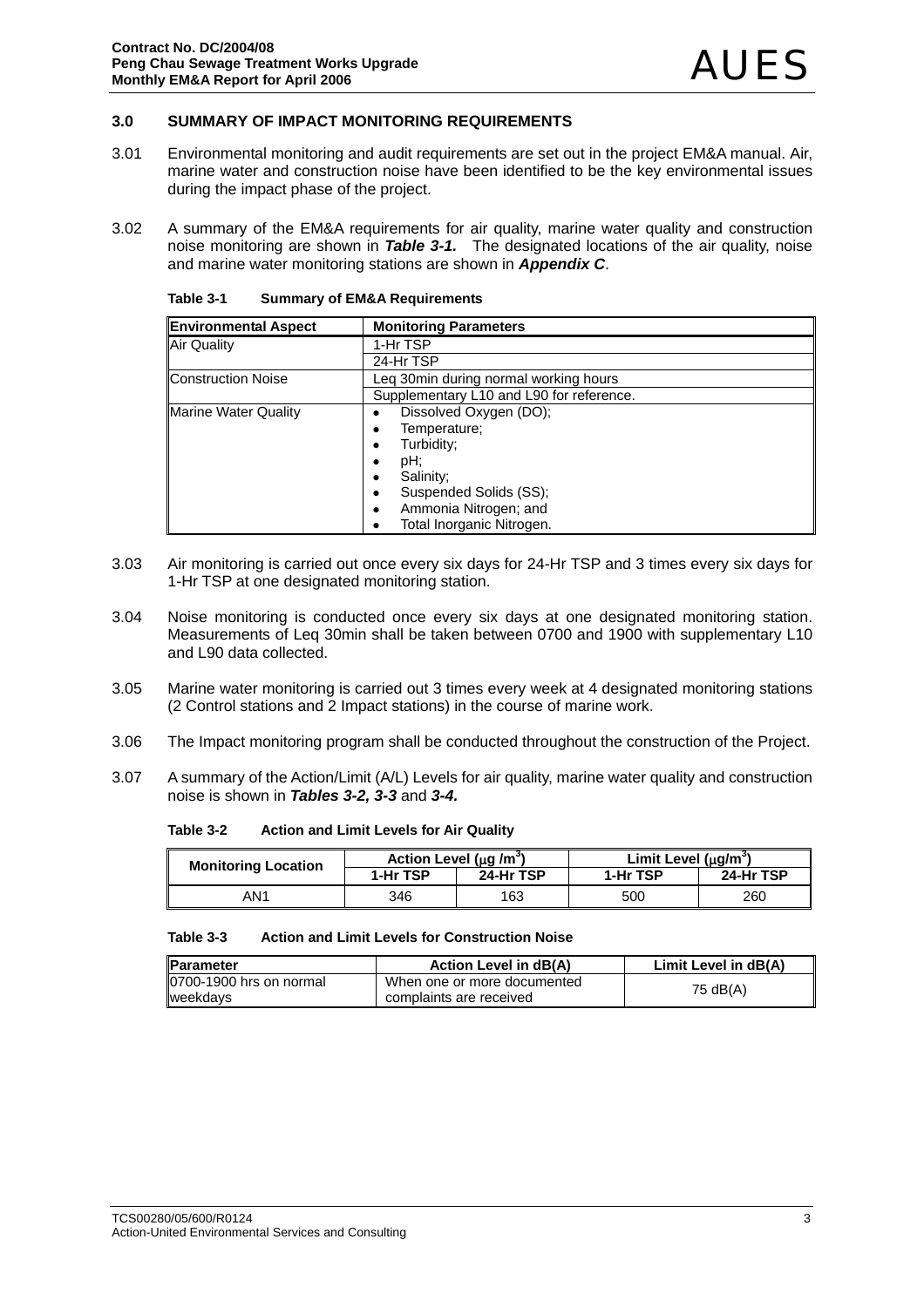## 3.0 SUMMARY OF IMPACT MONITORING REQUIREMENTS

3.01 Environmental monitoring and audit requirements are set out in the project EM&A manual. Air, marine water and construction noise have been identified to be the key environmental issues during the impact phase of the project.

3.02 A summary of the EM&A requirements for air quality, marine water quality and construction noise monitoring are shown in ***Table 3-1.*** The designated locations of the air quality, noise and marine water monitoring stations are shown in ***Appendix C***.

**Table 3-1 Summary of EM&A Requirements**

| Environmental Aspect | Monitoring Parameters |
|---|---|
| Air Quality | 1-Hr TSP |
| | 24-Hr TSP |
| Construction Noise | Leq 30min during normal working hours |
| | Supplementary L10 and L90 for reference. |
| Marine Water Quality | • Dissolved Oxygen (DO);<br>• Temperature;<br>• Turbidity;<br>• pH;<br>• Salinity;<br>• Suspended Solids (SS);<br>• Ammonia Nitrogen; and<br>• Total Inorganic Nitrogen. |

3.03 Air monitoring is carried out once every six days for 24-Hr TSP and 3 times every six days for 1-Hr TSP at one designated monitoring station.

3.04 Noise monitoring is conducted once every six days at one designated monitoring station. Measurements of Leq 30min shall be taken between 0700 and 1900 with supplementary L10 and L90 data collected.

3.05 Marine water monitoring is carried out 3 times every week at 4 designated monitoring stations (2 Control stations and 2 Impact stations) in the course of marine work.

3.06 The Impact monitoring program shall be conducted throughout the construction of the Project.

3.07 A summary of the Action/Limit (A/L) Levels for air quality, marine water quality and construction noise is shown in ***Tables 3-2, 3-3*** and ***3-4.***

**Table 3-2 Action and Limit Levels for Air Quality**

| Monitoring Location | Action Level (μg /m$^3$) | | Limit Level (μg/m$^3$) | |
|---|---|---|---|---|
| | 1-Hr TSP | 24-Hr TSP | 1-Hr TSP | 24-Hr TSP |
| AN1 | 346 | 163 | 500 | 260 |

**Table 3-3 Action and Limit Levels for Construction Noise**

| Parameter | Action Level in dB(A) | Limit Level in dB(A) |
|---|---|---|
| 0700-1900 hrs on normal weekdays | When one or more documented complaints are received | 75 dB(A) |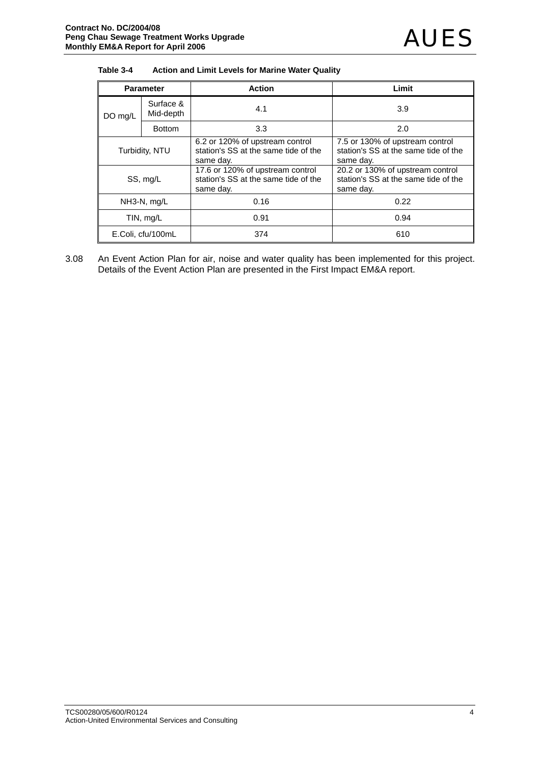**Table 3-4 Action and Limit Levels for Marine Water Quality**

| Parameter | | Action | Limit |
|---|---|---|---|
| DO mg/L | Surface & Mid-depth | 4.1 | 3.9 |
| | Bottom | 3.3 | 2.0 |
| Turbidity, NTU | | 6.2 or 120% of upstream control station's SS at the same tide of the same day. | 7.5 or 130% of upstream control station's SS at the same tide of the same day. |
| SS, mg/L | | 17.6 or 120% of upstream control station's SS at the same tide of the same day. | 20.2 or 130% of upstream control station's SS at the same tide of the same day. |
| NH3-N, mg/L | | 0.16 | 0.22 |
| TIN, mg/L | | 0.91 | 0.94 |
| E.Coli, cfu/100mL | | 374 | 610 |

3.08 An Event Action Plan for air, noise and water quality has been implemented for this project. Details of the Event Action Plan are presented in the First Impact EM&A report.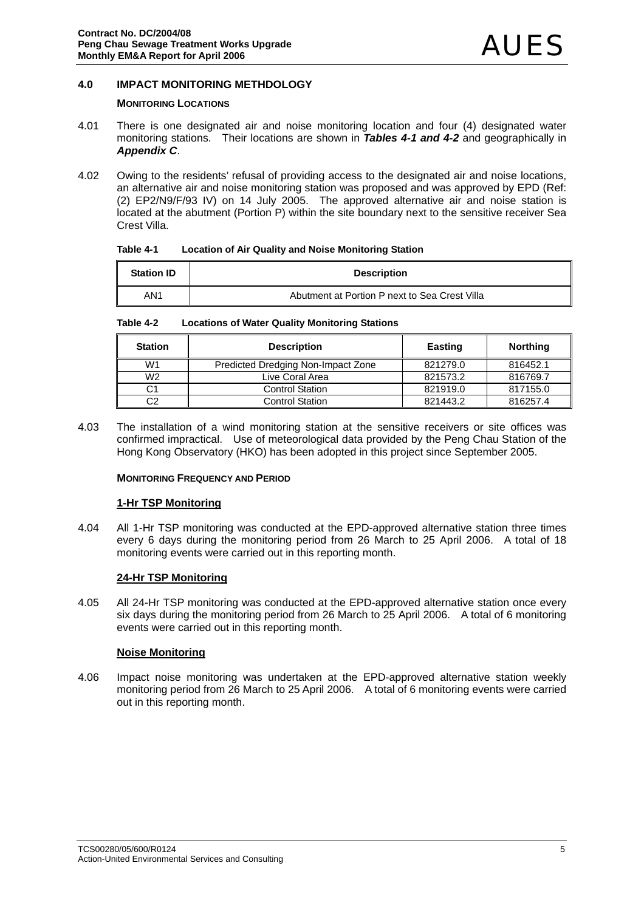## 4.0 IMPACT MONITORING METHDOLOGY

### MONITORING LOCATIONS

4.01 There is one designated air and noise monitoring location and four (4) designated water monitoring stations. Their locations are shown in ***Tables 4-1 and 4-2*** and geographically in ***Appendix C***.

4.02 Owing to the residents' refusal of providing access to the designated air and noise locations, an alternative air and noise monitoring station was proposed and was approved by EPD (Ref: (2) EP2/N9/F/93 IV) on 14 July 2005. The approved alternative air and noise station is located at the abutment (Portion P) within the site boundary next to the sensitive receiver Sea Crest Villa.

**Table 4-1 Location of Air Quality and Noise Monitoring Station**

| Station ID | Description |
|---|---|
| AN1 | Abutment at Portion P next to Sea Crest Villa |

**Table 4-2 Locations of Water Quality Monitoring Stations**

| Station | Description | Easting | Northing |
|---|---|---|---|
| W1 | Predicted Dredging Non-Impact Zone | 821279.0 | 816452.1 |
| W2 | Live Coral Area | 821573.2 | 816769.7 |
| C1 | Control Station | 821919.0 | 817155.0 |
| C2 | Control Station | 821443.2 | 816257.4 |

4.03 The installation of a wind monitoring station at the sensitive receivers or site offices was confirmed impractical. Use of meteorological data provided by the Peng Chau Station of the Hong Kong Observatory (HKO) has been adopted in this project since September 2005.

### MONITORING FREQUENCY AND PERIOD

#### 1-Hr TSP Monitoring

4.04 All 1-Hr TSP monitoring was conducted at the EPD-approved alternative station three times every 6 days during the monitoring period from 26 March to 25 April 2006. A total of 18 monitoring events were carried out in this reporting month.

#### 24-Hr TSP Monitoring

4.05 All 24-Hr TSP monitoring was conducted at the EPD-approved alternative station once every six days during the monitoring period from 26 March to 25 April 2006. A total of 6 monitoring events were carried out in this reporting month.

#### Noise Monitoring

4.06 Impact noise monitoring was undertaken at the EPD-approved alternative station weekly monitoring period from 26 March to 25 April 2006. A total of 6 monitoring events were carried out in this reporting month.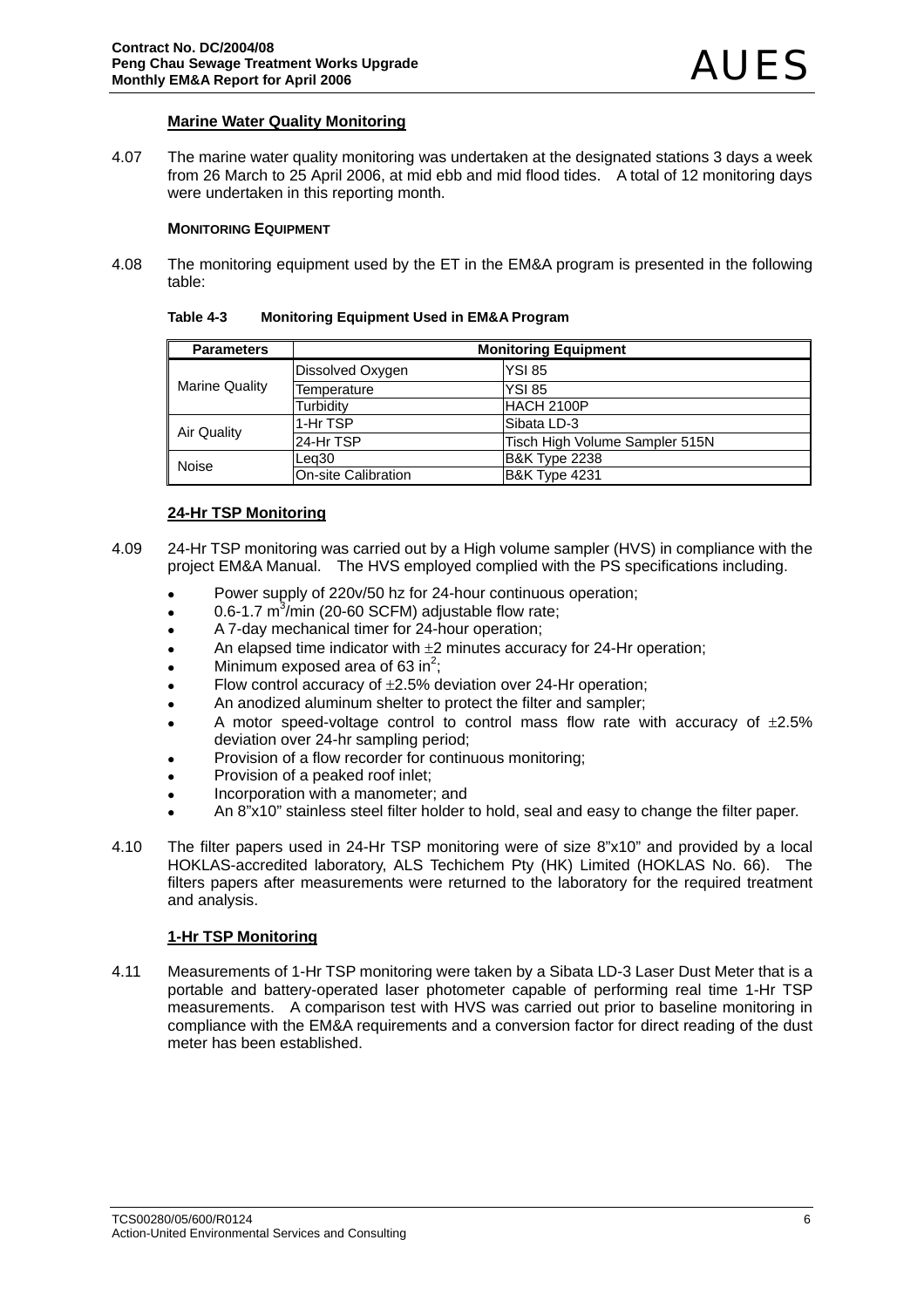### Marine Water Quality Monitoring

4.07 The marine water quality monitoring was undertaken at the designated stations 3 days a week from 26 March to 25 April 2006, at mid ebb and mid flood tides. A total of 12 monitoring days were undertaken in this reporting month.

#### MONITORING EQUIPMENT

4.08 The monitoring equipment used by the ET in the EM&A program is presented in the following table:

**Table 4-3 Monitoring Equipment Used in EM&A Program**

| Parameters | Monitoring Equipment | |
|---|---|---|
| Marine Quality | Dissolved Oxygen | YSI 85 |
| | Temperature | YSI 85 |
| | Turbidity | HACH 2100P |
| Air Quality | 1-Hr TSP | Sibata LD-3 |
| | 24-Hr TSP | Tisch High Volume Sampler 515N |
| Noise | Leq30 | B&K Type 2238 |
| | On-site Calibration | B&K Type 4231 |

### 24-Hr TSP Monitoring

4.09 24-Hr TSP monitoring was carried out by a High volume sampler (HVS) in compliance with the project EM&A Manual. The HVS employed complied with the PS specifications including.

- Power supply of 220v/50 hz for 24-hour continuous operation;
- 0.6-1.7 $m^3$/min (20-60 SCFM) adjustable flow rate;
- A 7-day mechanical timer for 24-hour operation;
- An elapsed time indicator with ±2 minutes accuracy for 24-Hr operation;
- Minimum exposed area of 63 $in^2$;
- Flow control accuracy of ±2.5% deviation over 24-Hr operation;
- An anodized aluminum shelter to protect the filter and sampler;
- A motor speed-voltage control to control mass flow rate with accuracy of ±2.5% deviation over 24-hr sampling period;
- Provision of a flow recorder for continuous monitoring;
- Provision of a peaked roof inlet;
- Incorporation with a manometer; and
- An 8"x10" stainless steel filter holder to hold, seal and easy to change the filter paper.

4.10 The filter papers used in 24-Hr TSP monitoring were of size 8"x10" and provided by a local HOKLAS-accredited laboratory, ALS Techichem Pty (HK) Limited (HOKLAS No. 66). The filters papers after measurements were returned to the laboratory for the required treatment and analysis.

### 1-Hr TSP Monitoring

4.11 Measurements of 1-Hr TSP monitoring were taken by a Sibata LD-3 Laser Dust Meter that is a portable and battery-operated laser photometer capable of performing real time 1-Hr TSP measurements. A comparison test with HVS was carried out prior to baseline monitoring in compliance with the EM&A requirements and a conversion factor for direct reading of the dust meter has been established.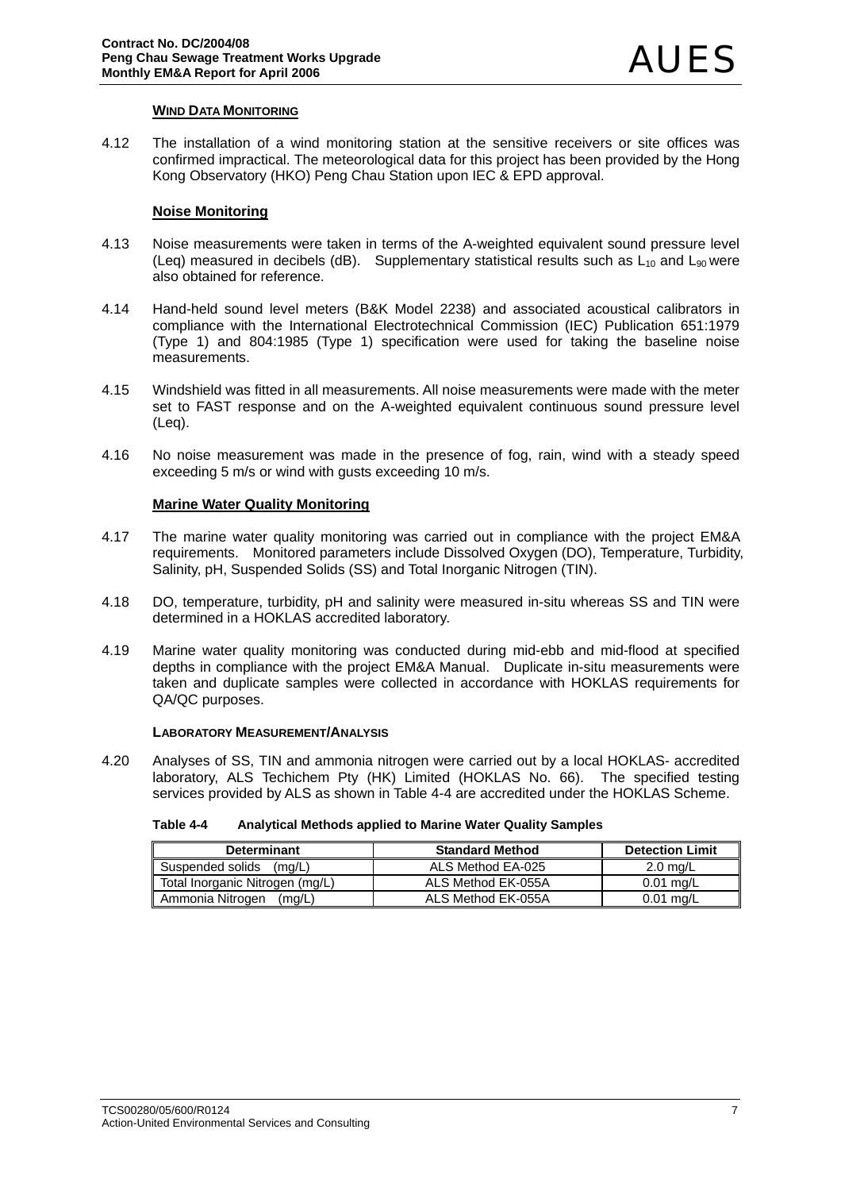### WIND DATA MONITORING

4.12 The installation of a wind monitoring station at the sensitive receivers or site offices was confirmed impractical. The meteorological data for this project has been provided by the Hong Kong Observatory (HKO) Peng Chau Station upon IEC & EPD approval.

### Noise Monitoring

4.13 Noise measurements were taken in terms of the A-weighted equivalent sound pressure level (Leq) measured in decibels (dB). Supplementary statistical results such as $L_{10}$ and $L_{90}$ were also obtained for reference.

4.14 Hand-held sound level meters (B&K Model 2238) and associated acoustical calibrators in compliance with the International Electrotechnical Commission (IEC) Publication 651:1979 (Type 1) and 804:1985 (Type 1) specification were used for taking the baseline noise measurements.

4.15 Windshield was fitted in all measurements. All noise measurements were made with the meter set to FAST response and on the A-weighted equivalent continuous sound pressure level (Leq).

4.16 No noise measurement was made in the presence of fog, rain, wind with a steady speed exceeding 5 m/s or wind with gusts exceeding 10 m/s.

### Marine Water Quality Monitoring

4.17 The marine water quality monitoring was carried out in compliance with the project EM&A requirements. Monitored parameters include Dissolved Oxygen (DO), Temperature, Turbidity, Salinity, pH, Suspended Solids (SS) and Total Inorganic Nitrogen (TIN).

4.18 DO, temperature, turbidity, pH and salinity were measured in-situ whereas SS and TIN were determined in a HOKLAS accredited laboratory.

4.19 Marine water quality monitoring was conducted during mid-ebb and mid-flood at specified depths in compliance with the project EM&A Manual. Duplicate in-situ measurements were taken and duplicate samples were collected in accordance with HOKLAS requirements for QA/QC purposes.

### LABORATORY MEASUREMENT/ANALYSIS

4.20 Analyses of SS, TIN and ammonia nitrogen were carried out by a local HOKLAS- accredited laboratory, ALS Techichem Pty (HK) Limited (HOKLAS No. 66). The specified testing services provided by ALS as shown in Table 4-4 are accredited under the HOKLAS Scheme.

**Table 4-4 Analytical Methods applied to Marine Water Quality Samples**

| Determinant | Standard Method | Detection Limit |
|---|---|---|
| Suspended solids (mg/L) | ALS Method EA-025 | 2.0 mg/L |
| Total Inorganic Nitrogen (mg/L) | ALS Method EK-055A | 0.01 mg/L |
| Ammonia Nitrogen (mg/L) | ALS Method EK-055A | 0.01 mg/L |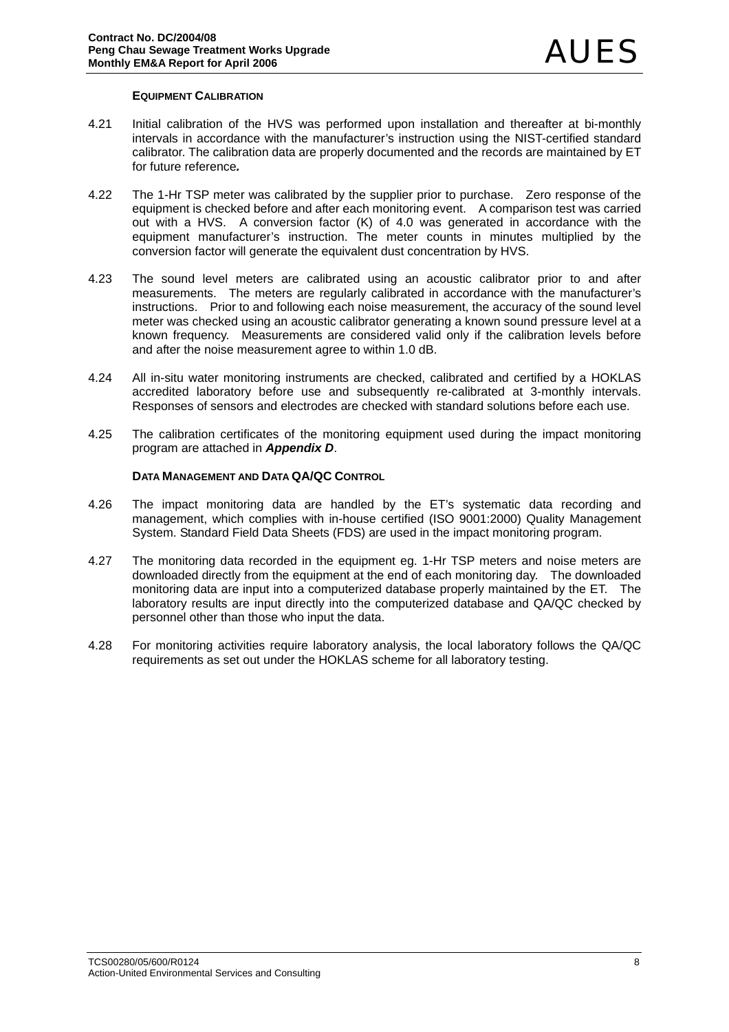### Equipment Calibration

4.21 Initial calibration of the HVS was performed upon installation and thereafter at bi-monthly intervals in accordance with the manufacturer's instruction using the NIST-certified standard calibrator. The calibration data are properly documented and the records are maintained by ET for future reference***.***

4.22 The 1-Hr TSP meter was calibrated by the supplier prior to purchase. Zero response of the equipment is checked before and after each monitoring event. A comparison test was carried out with a HVS. A conversion factor (K) of 4.0 was generated in accordance with the equipment manufacturer's instruction. The meter counts in minutes multiplied by the conversion factor will generate the equivalent dust concentration by HVS.

4.23 The sound level meters are calibrated using an acoustic calibrator prior to and after measurements. The meters are regularly calibrated in accordance with the manufacturer's instructions. Prior to and following each noise measurement, the accuracy of the sound level meter was checked using an acoustic calibrator generating a known sound pressure level at a known frequency. Measurements are considered valid only if the calibration levels before and after the noise measurement agree to within 1.0 dB.

4.24 All in-situ water monitoring instruments are checked, calibrated and certified by a HOKLAS accredited laboratory before use and subsequently re-calibrated at 3-monthly intervals. Responses of sensors and electrodes are checked with standard solutions before each use.

4.25 The calibration certificates of the monitoring equipment used during the impact monitoring program are attached in ***Appendix D***.

### Data Management and Data QA/QC Control

4.26 The impact monitoring data are handled by the ET's systematic data recording and management, which complies with in-house certified (ISO 9001:2000) Quality Management System. Standard Field Data Sheets (FDS) are used in the impact monitoring program.

4.27 The monitoring data recorded in the equipment eg. 1-Hr TSP meters and noise meters are downloaded directly from the equipment at the end of each monitoring day. The downloaded monitoring data are input into a computerized database properly maintained by the ET. The laboratory results are input directly into the computerized database and QA/QC checked by personnel other than those who input the data.

4.28 For monitoring activities require laboratory analysis, the local laboratory follows the QA/QC requirements as set out under the HOKLAS scheme for all laboratory testing.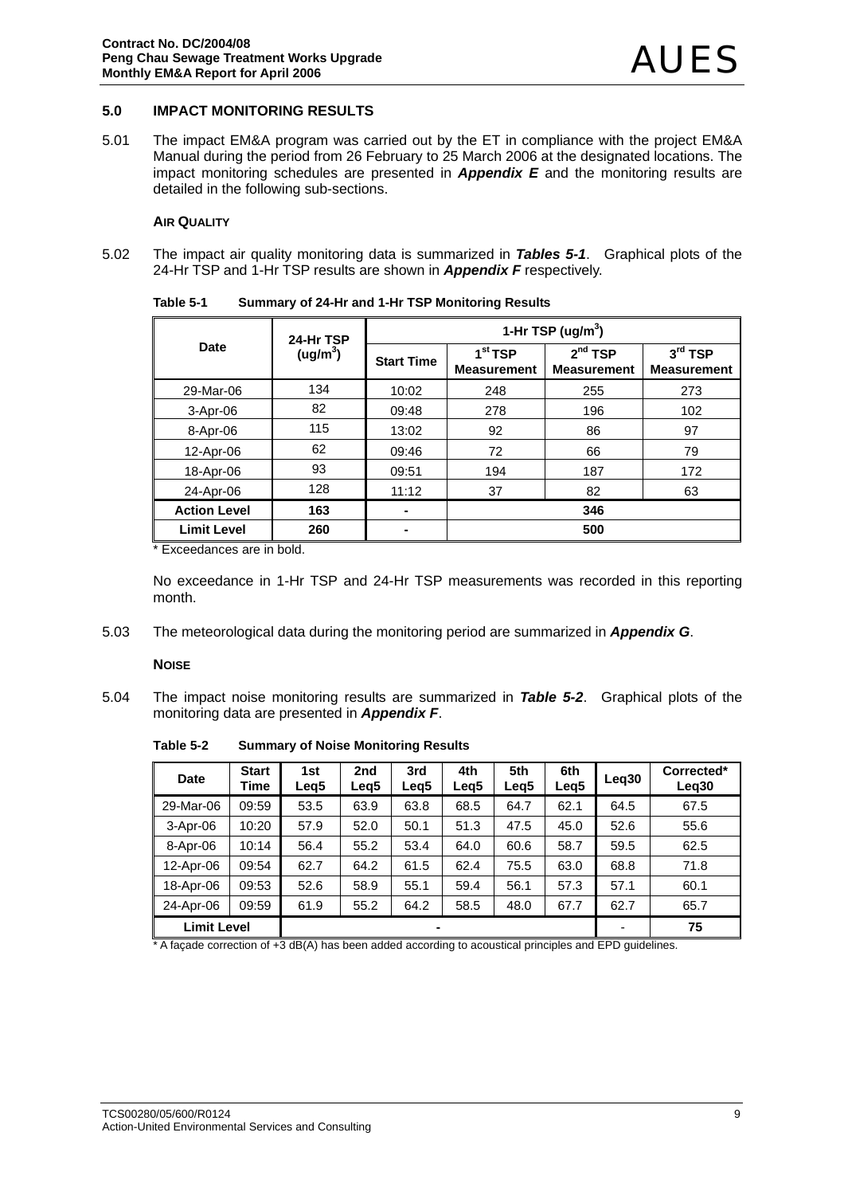## 5.0 IMPACT MONITORING RESULTS

5.01 The impact EM&A program was carried out by the ET in compliance with the project EM&A Manual during the period from 26 February to 25 March 2006 at the designated locations. The impact monitoring schedules are presented in ***Appendix E*** and the monitoring results are detailed in the following sub-sections.

### AIR QUALITY

5.02 The impact air quality monitoring data is summarized in ***Tables 5-1***. Graphical plots of the 24-Hr TSP and 1-Hr TSP results are shown in ***Appendix F*** respectively.

**Table 5-1 Summary of 24-Hr and 1-Hr TSP Monitoring Results**

| Date | 24-Hr TSP (ug/m³) | 1-Hr TSP (ug/m³) | | | |
|---|---|---|---|---|---|
| | | Start Time | 1st TSP Measurement | 2nd TSP Measurement | 3rd TSP Measurement |
| 29-Mar-06 | 134 | 10:02 | 248 | 255 | 273 |
| 3-Apr-06 | 82 | 09:48 | 278 | 196 | 102 |
| 8-Apr-06 | 115 | 13:02 | 92 | 86 | 97 |
| 12-Apr-06 | 62 | 09:46 | 72 | 66 | 79 |
| 18-Apr-06 | 93 | 09:51 | 194 | 187 | 172 |
| 24-Apr-06 | 128 | 11:12 | 37 | 82 | 63 |
| **Action Level** | **163** | **-** | **346** | | |
| **Limit Level** | **260** | **-** | **500** | | |

* Exceedances are in bold.

No exceedance in 1-Hr TSP and 24-Hr TSP measurements was recorded in this reporting month.

5.03 The meteorological data during the monitoring period are summarized in ***Appendix G***.

### NOISE

5.04 The impact noise monitoring results are summarized in ***Table 5-2***. Graphical plots of the monitoring data are presented in ***Appendix F***.

**Table 5-2 Summary of Noise Monitoring Results**

| Date | Start Time | 1st Leq5 | 2nd Leq5 | 3rd Leq5 | 4th Leq5 | 5th Leq5 | 6th Leq5 | Leq30 | Corrected* Leq30 |
|---|---|---|---|---|---|---|---|---|---|
| 29-Mar-06 | 09:59 | 53.5 | 63.9 | 63.8 | 68.5 | 64.7 | 62.1 | 64.5 | 67.5 |
| 3-Apr-06 | 10:20 | 57.9 | 52.0 | 50.1 | 51.3 | 47.5 | 45.0 | 52.6 | 55.6 |
| 8-Apr-06 | 10:14 | 56.4 | 55.2 | 53.4 | 64.0 | 60.6 | 58.7 | 59.5 | 62.5 |
| 12-Apr-06 | 09:54 | 62.7 | 64.2 | 61.5 | 62.4 | 75.5 | 63.0 | 68.8 | 71.8 |
| 18-Apr-06 | 09:53 | 52.6 | 58.9 | 55.1 | 59.4 | 56.1 | 57.3 | 57.1 | 60.1 |
| 24-Apr-06 | 09:59 | 61.9 | 55.2 | 64.2 | 58.5 | 48.0 | 67.7 | 62.7 | 65.7 |
| **Limit Level** | | - | | | | | | - | **75** |

* A façade correction of +3 dB(A) has been added according to acoustical principles and EPD guidelines.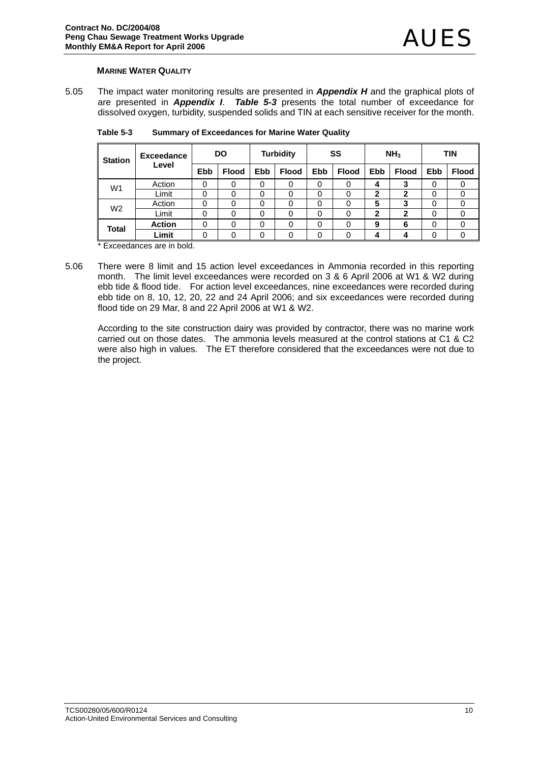### MARINE WATER QUALITY

5.05 The impact water monitoring results are presented in ***Appendix H*** and the graphical plots of are presented in ***Appendix I***. ***Table 5-3*** presents the total number of exceedance for dissolved oxygen, turbidity, suspended solids and TIN at each sensitive receiver for the month.

**Table 5-3 Summary of Exceedances for Marine Water Quality**

| Station | Exceedance Level | DO | | Turbidity | | SS | | $NH_3$ | | TIN | |
|---|---|---|---|---|---|---|---|---|---|---|---|
| | | Ebb | Flood | Ebb | Flood | Ebb | Flood | Ebb | Flood | Ebb | Flood |
| W1 | Action | 0 | 0 | 0 | 0 | 0 | 0 | **4** | **3** | 0 | 0 |
| | Limit | 0 | 0 | 0 | 0 | 0 | 0 | **2** | **2** | 0 | 0 |
| W2 | Action | 0 | 0 | 0 | 0 | 0 | 0 | **5** | **3** | 0 | 0 |
| | Limit | 0 | 0 | 0 | 0 | 0 | 0 | **2** | **2** | 0 | 0 |
| **Total** | **Action** | 0 | 0 | 0 | 0 | 0 | 0 | **9** | **6** | 0 | 0 |
| | **Limit** | 0 | 0 | 0 | 0 | 0 | 0 | **4** | **4** | 0 | 0 |

* Exceedances are in bold.

5.06 There were 8 limit and 15 action level exceedances in Ammonia recorded in this reporting month. The limit level exceedances were recorded on 3 & 6 April 2006 at W1 & W2 during ebb tide & flood tide. For action level exceedances, nine exceedances were recorded during ebb tide on 8, 10, 12, 20, 22 and 24 April 2006; and six exceedances were recorded during flood tide on 29 Mar, 8 and 22 April 2006 at W1 & W2.

According to the site construction dairy was provided by contractor, there was no marine work carried out on those dates. The ammonia levels measured at the control stations at C1 & C2 were also high in values. The ET therefore considered that the exceedances were not due to the project.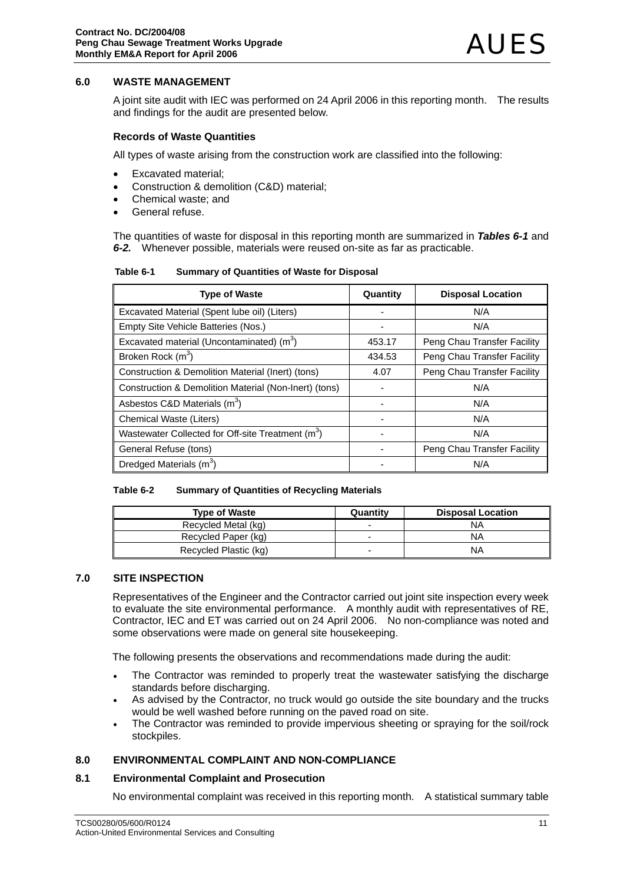## 6.0 WASTE MANAGEMENT

A joint site audit with IEC was performed on 24 April 2006 in this reporting month. The results and findings for the audit are presented below.

### Records of Waste Quantities

All types of waste arising from the construction work are classified into the following:

- Excavated material;
- Construction & demolition (C&D) material;
- Chemical waste; and
- General refuse.

The quantities of waste for disposal in this reporting month are summarized in ***Tables 6-1*** and ***6-2.*** Whenever possible, materials were reused on-site as far as practicable.

**Table 6-1 Summary of Quantities of Waste for Disposal**

| Type of Waste | Quantity | Disposal Location |
|---|---|---|
| Excavated Material (Spent lube oil) (Liters) | - | N/A |
| Empty Site Vehicle Batteries (Nos.) | - | N/A |
| Excavated material (Uncontaminated) ($m^3$) | 453.17 | Peng Chau Transfer Facility |
| Broken Rock ($m^3$) | 434.53 | Peng Chau Transfer Facility |
| Construction & Demolition Material (Inert) (tons) | 4.07 | Peng Chau Transfer Facility |
| Construction & Demolition Material (Non-Inert) (tons) | - | N/A |
| Asbestos C&D Materials ($m^3$) | - | N/A |
| Chemical Waste (Liters) | - | N/A |
| Wastewater Collected for Off-site Treatment ($m^3$) | - | N/A |
| General Refuse (tons) | - | Peng Chau Transfer Facility |
| Dredged Materials ($m^3$) | - | N/A |

**Table 6-2 Summary of Quantities of Recycling Materials**

| Type of Waste | Quantity | Disposal Location |
|---|---|---|
| Recycled Metal (kg) | - | NA |
| Recycled Paper (kg) | - | NA |
| Recycled Plastic (kg) | - | NA |

## 7.0 SITE INSPECTION

Representatives of the Engineer and the Contractor carried out joint site inspection every week to evaluate the site environmental performance. A monthly audit with representatives of RE, Contractor, IEC and ET was carried out on 24 April 2006. No non-compliance was noted and some observations were made on general site housekeeping.

The following presents the observations and recommendations made during the audit:

- The Contractor was reminded to properly treat the wastewater satisfying the discharge standards before discharging.
- As advised by the Contractor, no truck would go outside the site boundary and the trucks would be well washed before running on the paved road on site.
- The Contractor was reminded to provide impervious sheeting or spraying for the soil/rock stockpiles.

## 8.0 ENVIRONMENTAL COMPLAINT AND NON-COMPLIANCE

### 8.1 Environmental Complaint and Prosecution

No environmental complaint was received in this reporting month. A statistical summary table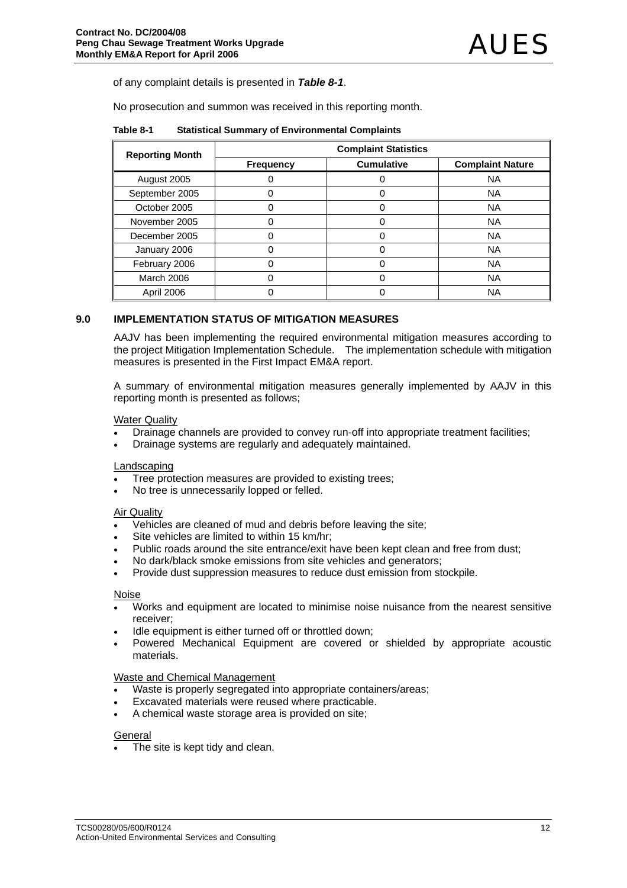of any complaint details is presented in ***Table 8-1***.

No prosecution and summon was received in this reporting month.

**Table 8-1 Statistical Summary of Environmental Complaints**

| Reporting Month | Complaint Statistics | | |
|---|---|---|---|
| | Frequency | Cumulative | Complaint Nature |
| August 2005 | 0 | 0 | NA |
| September 2005 | 0 | 0 | NA |
| October 2005 | 0 | 0 | NA |
| November 2005 | 0 | 0 | NA |
| December 2005 | 0 | 0 | NA |
| January 2006 | 0 | 0 | NA |
| February 2006 | 0 | 0 | NA |
| March 2006 | 0 | 0 | NA |
| April 2006 | 0 | 0 | NA |

## 9.0 IMPLEMENTATION STATUS OF MITIGATION MEASURES

AAJV has been implementing the required environmental mitigation measures according to the project Mitigation Implementation Schedule. The implementation schedule with mitigation measures is presented in the First Impact EM&A report.

A summary of environmental mitigation measures generally implemented by AAJV in this reporting month is presented as follows;

Water Quality

- Drainage channels are provided to convey run-off into appropriate treatment facilities;
- Drainage systems are regularly and adequately maintained.

Landscaping

- Tree protection measures are provided to existing trees;
- No tree is unnecessarily lopped or felled.

Air Quality

- Vehicles are cleaned of mud and debris before leaving the site;
- Site vehicles are limited to within 15 km/hr;
- Public roads around the site entrance/exit have been kept clean and free from dust;
- No dark/black smoke emissions from site vehicles and generators;
- Provide dust suppression measures to reduce dust emission from stockpile.

Noise

- Works and equipment are located to minimise noise nuisance from the nearest sensitive receiver;
- Idle equipment is either turned off or throttled down;
- Powered Mechanical Equipment are covered or shielded by appropriate acoustic materials.

Waste and Chemical Management

- Waste is properly segregated into appropriate containers/areas;
- Excavated materials were reused where practicable.
- A chemical waste storage area is provided on site;

General

- The site is kept tidy and clean.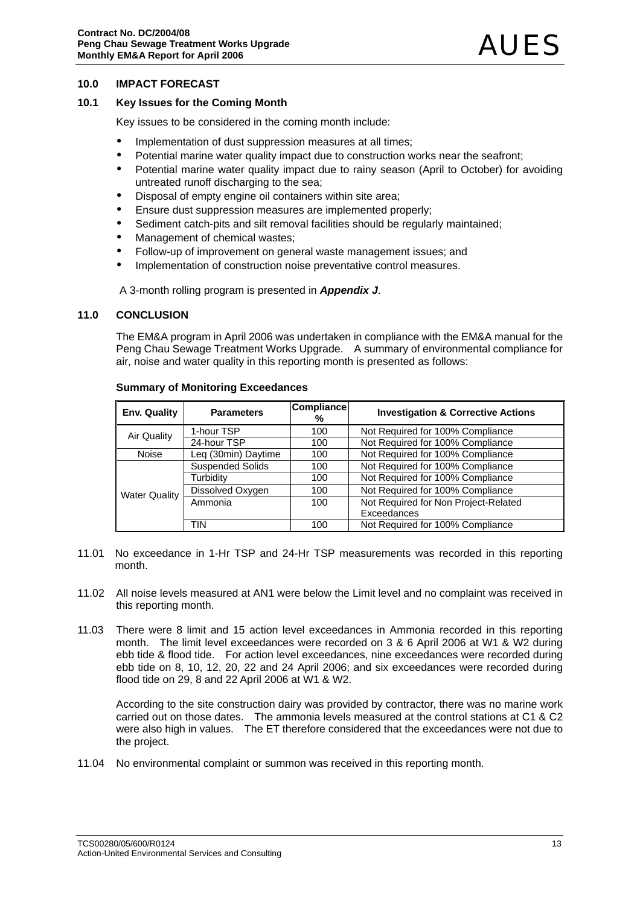## 10.0 IMPACT FORECAST

### 10.1 Key Issues for the Coming Month

Key issues to be considered in the coming month include:

- Implementation of dust suppression measures at all times;
- Potential marine water quality impact due to construction works near the seafront;
- Potential marine water quality impact due to rainy season (April to October) for avoiding untreated runoff discharging to the sea;
- Disposal of empty engine oil containers within site area;
- Ensure dust suppression measures are implemented properly;
- Sediment catch-pits and silt removal facilities should be regularly maintained;
- Management of chemical wastes;
- Follow-up of improvement on general waste management issues; and
- Implementation of construction noise preventative control measures.

A 3-month rolling program is presented in ***Appendix J***.

## 11.0 CONCLUSION

The EM&A program in April 2006 was undertaken in compliance with the EM&A manual for the Peng Chau Sewage Treatment Works Upgrade. A summary of environmental compliance for air, noise and water quality in this reporting month is presented as follows:

**Summary of Monitoring Exceedances**

| Env. Quality | Parameters | Compliance % | Investigation & Corrective Actions |
|---|---|---|---|
| Air Quality | 1-hour TSP | 100 | Not Required for 100% Compliance |
| | 24-hour TSP | 100 | Not Required for 100% Compliance |
| Noise | Leq (30min) Daytime | 100 | Not Required for 100% Compliance |
| Water Quality | Suspended Solids | 100 | Not Required for 100% Compliance |
| | Turbidity | 100 | Not Required for 100% Compliance |
| | Dissolved Oxygen | 100 | Not Required for 100% Compliance |
| | Ammonia | 100 | Not Required for Non Project-Related Exceedances |
| | TIN | 100 | Not Required for 100% Compliance |

11.01 No exceedance in 1-Hr TSP and 24-Hr TSP measurements was recorded in this reporting month.

11.02 All noise levels measured at AN1 were below the Limit level and no complaint was received in this reporting month.

11.03 There were 8 limit and 15 action level exceedances in Ammonia recorded in this reporting month. The limit level exceedances were recorded on 3 & 6 April 2006 at W1 & W2 during ebb tide & flood tide. For action level exceedances, nine exceedances were recorded during ebb tide on 8, 10, 12, 20, 22 and 24 April 2006; and six exceedances were recorded during flood tide on 29, 8 and 22 April 2006 at W1 & W2.

According to the site construction dairy was provided by contractor, there was no marine work carried out on those dates. The ammonia levels measured at the control stations at C1 & C2 were also high in values. The ET therefore considered that the exceedances were not due to the project.

11.04 No environmental complaint or summon was received in this reporting month.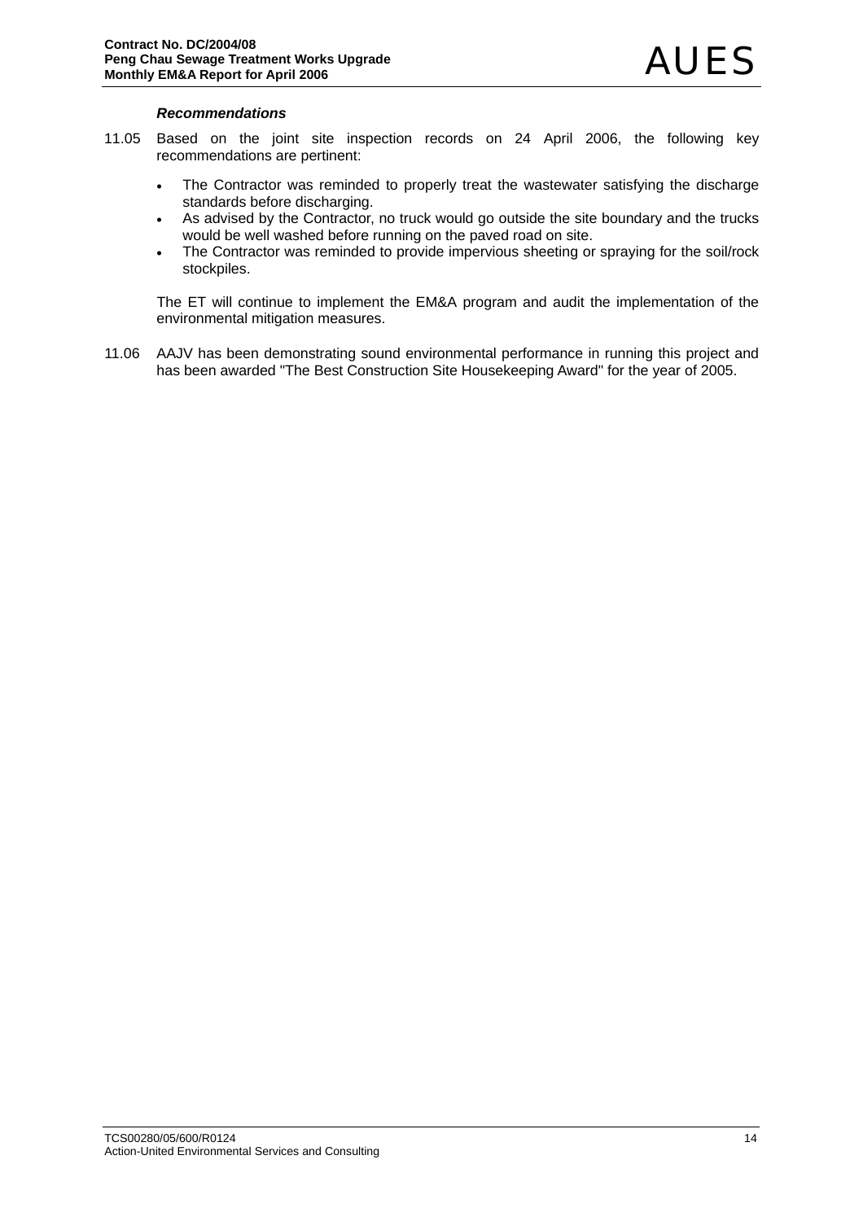***Recommendations***

11.05 Based on the joint site inspection records on 24 April 2006, the following key recommendations are pertinent:

- The Contractor was reminded to properly treat the wastewater satisfying the discharge standards before discharging.
- As advised by the Contractor, no truck would go outside the site boundary and the trucks would be well washed before running on the paved road on site.
- The Contractor was reminded to provide impervious sheeting or spraying for the soil/rock stockpiles.

The ET will continue to implement the EM&A program and audit the implementation of the environmental mitigation measures.

11.06 AAJV has been demonstrating sound environmental performance in running this project and has been awarded "The Best Construction Site Housekeeping Award" for the year of 2005.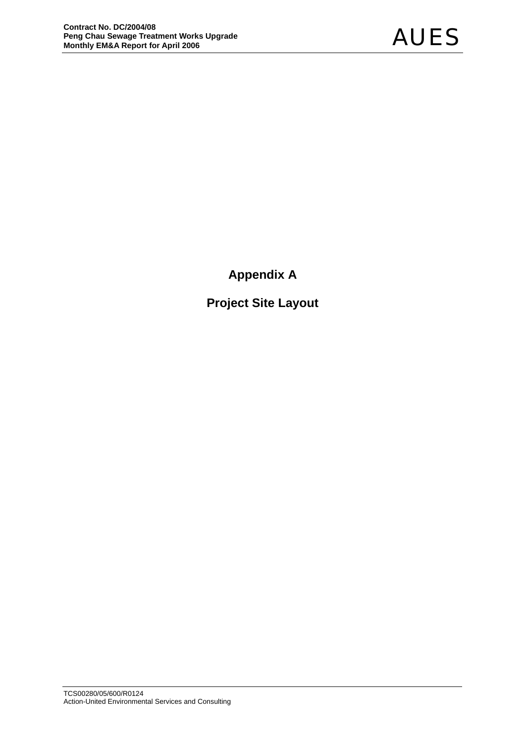# Appendix A

# Project Site Layout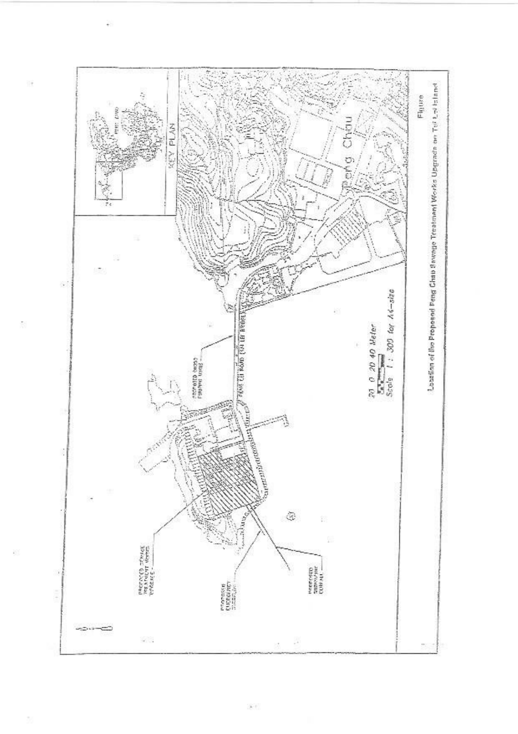KEY PLAN

PROPOSED SEWAGE TREATMENT WORKS UPGRADE

PROPOSED EMERGENCY OVERFLOW

PROPOSED SUBMARINE OUTFALL

PROPOSED RISING MAINS

PENG LEI ROAD (TAI LEI BRIDGE)

Peng Chau

20 0 20 40 Meter

Scale 1 : 300 for A4-size

Figure

Location of the Proposed Peng Chau Sewage Treatment Works Upgrade on Tai Lei Island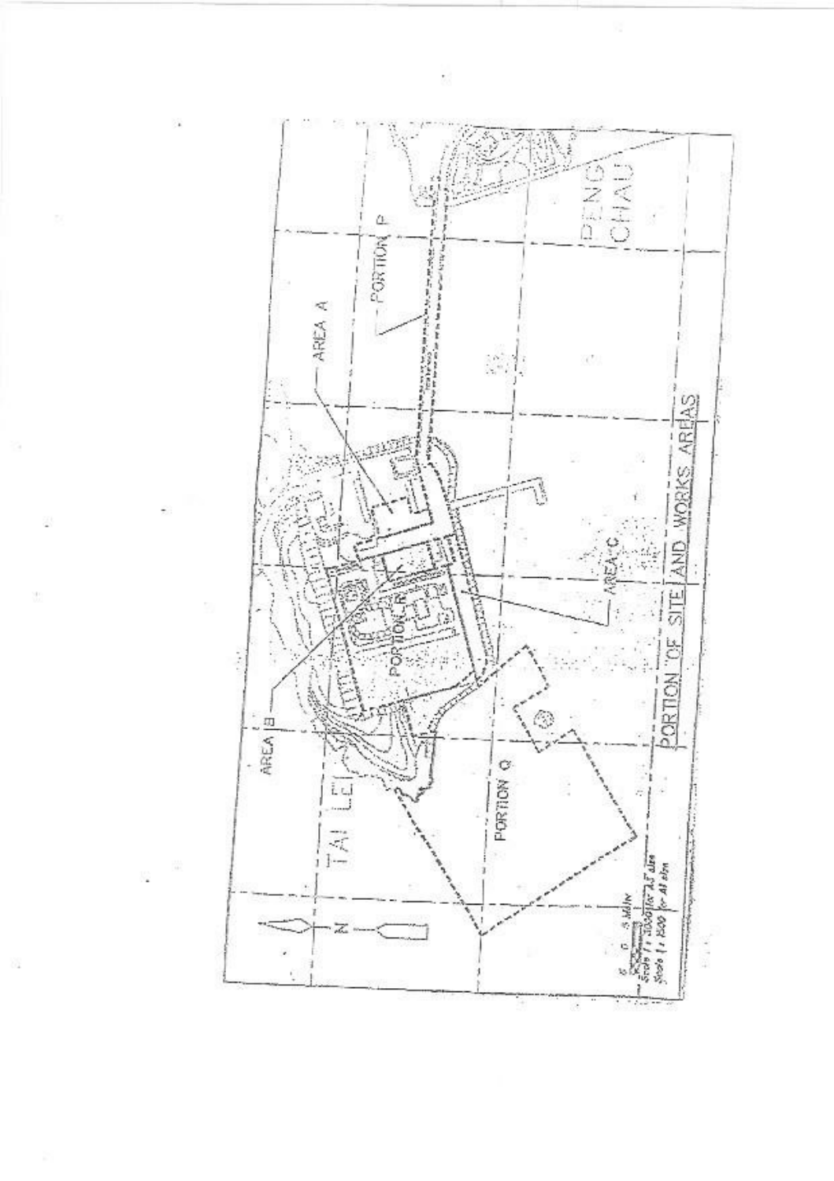PORTION OF SITE AND WORKS AREAS

AREA A

AREA B

AREA C

PORTION P

PORTION Q

PORTION R

TAI LEI

PENG CHAU

N

Scale 1 : 3000 for A3 size
Scale 1 : 1500 for A1 size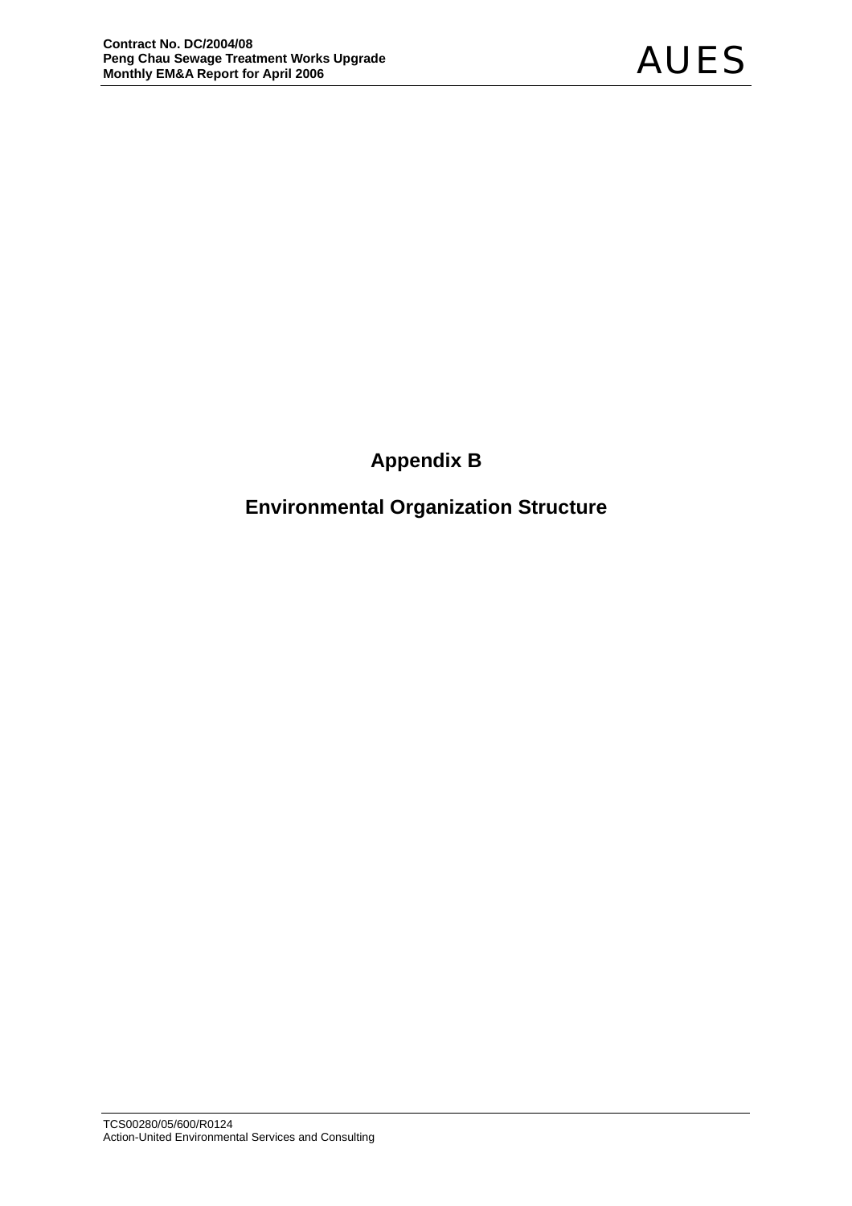# Appendix B

## Environmental Organization Structure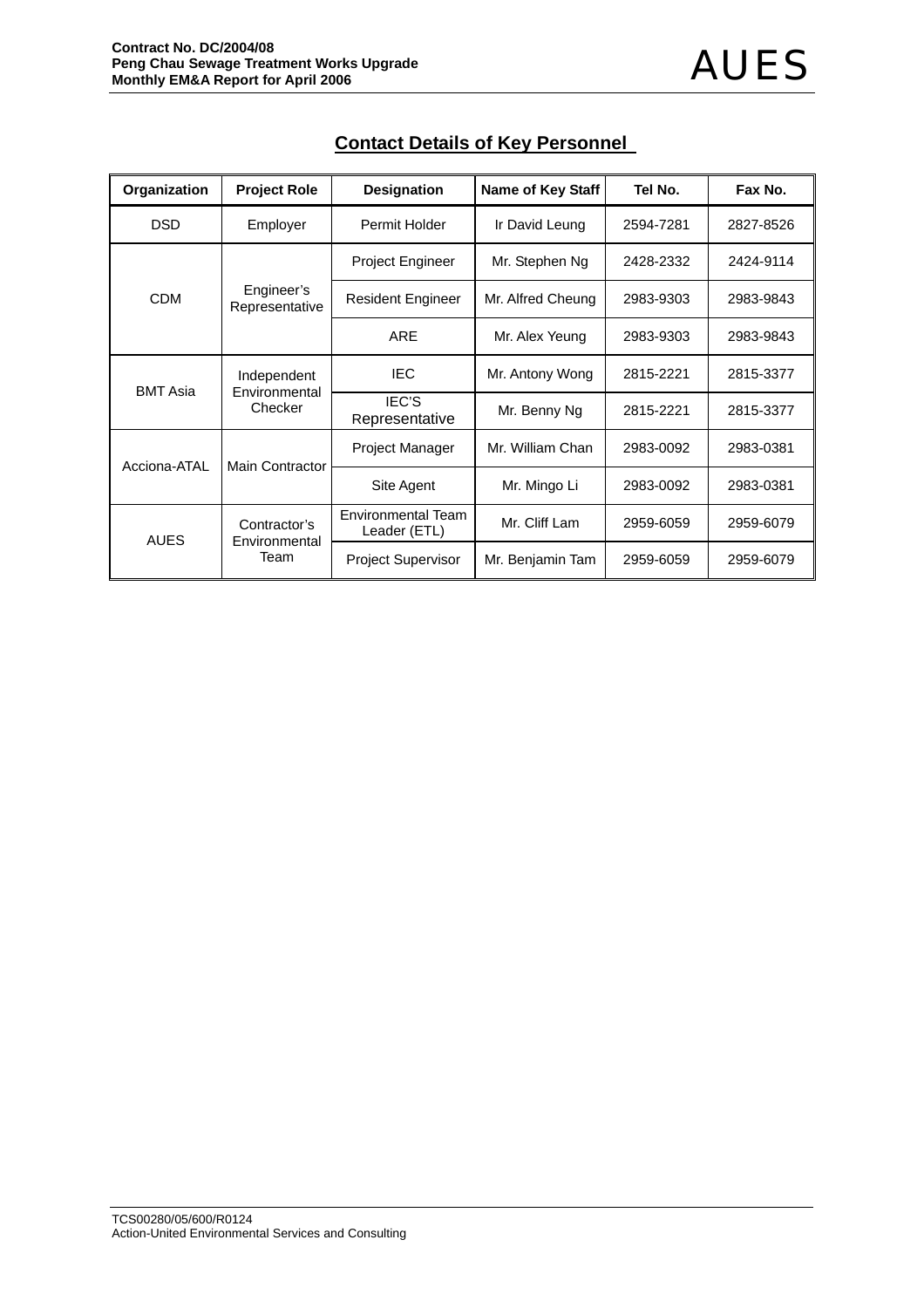## Contact Details of Key Personnel

| Organization | Project Role | Designation | Name of Key Staff | Tel No. | Fax No. |
|---|---|---|---|---|---|
| DSD | Employer | Permit Holder | Ir David Leung | 2594-7281 | 2827-8526 |
| CDM | Engineer's Representative | Project Engineer | Mr. Stephen Ng | 2428-2332 | 2424-9114 |
| | | Resident Engineer | Mr. Alfred Cheung | 2983-9303 | 2983-9843 |
| | | ARE | Mr. Alex Yeung | 2983-9303 | 2983-9843 |
| BMT Asia | Independent Environmental Checker | IEC | Mr. Antony Wong | 2815-2221 | 2815-3377 |
| | | IEC'S Representative | Mr. Benny Ng | 2815-2221 | 2815-3377 |
| Acciona-ATAL | Main Contractor | Project Manager | Mr. William Chan | 2983-0092 | 2983-0381 |
| | | Site Agent | Mr. Mingo Li | 2983-0092 | 2983-0381 |
| AUES | Contractor's Environmental Team | Environmental Team Leader (ETL) | Mr. Cliff Lam | 2959-6059 | 2959-6079 |
| | | Project Supervisor | Mr. Benjamin Tam | 2959-6059 | 2959-6079 |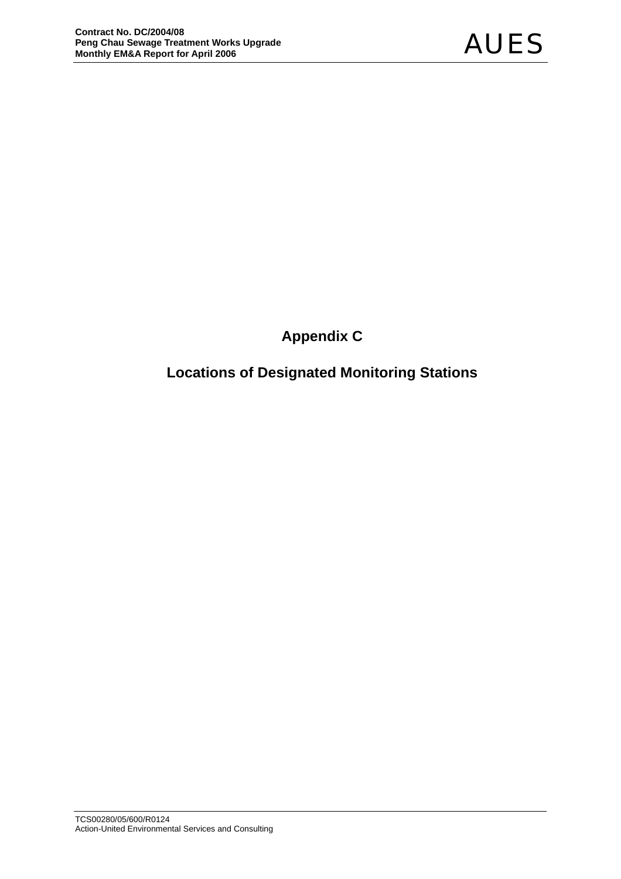# Appendix C

## Locations of Designated Monitoring Stations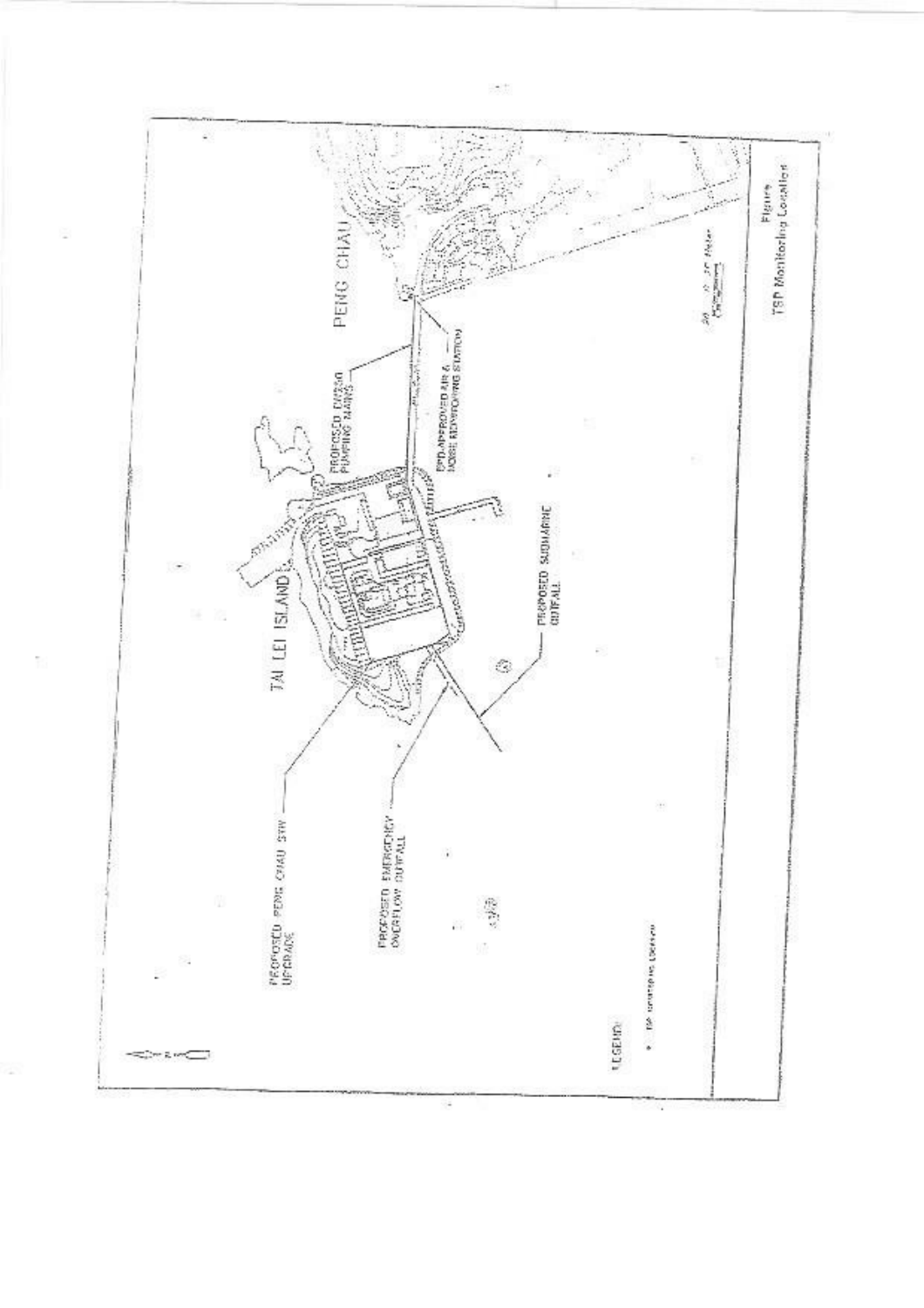PENG CHAU

TAI LEI ISLAND

PROPOSED DN250 PUMPING MAINS

EPD-APPROVED AIR & NOISE MONITORING STATION

PROPOSED SUBMARINE OUTFALL

PROPOSED PENG CHAU STW UPGRADE

PROPOSED EMERGENCY OVERFLOW OUTFALL

LEGEND

- TSP monitoring Location

Figure
TSP Monitoring Location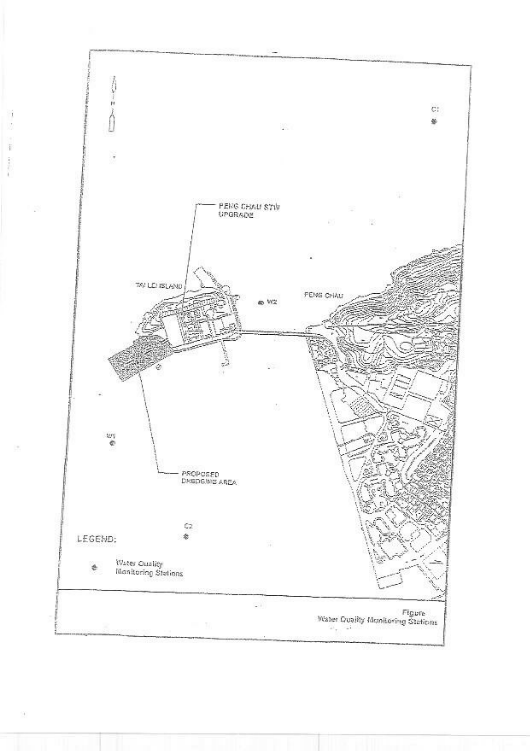PENG CHAU STW UPGRADE

TAI LEI ISLAND

PENG CHAU

W2

W1

C1

C2

PROPOSED DREDGING AREA

LEGEND:

Water Quality Monitoring Stations

Figure
Water Quality Monitoring Stations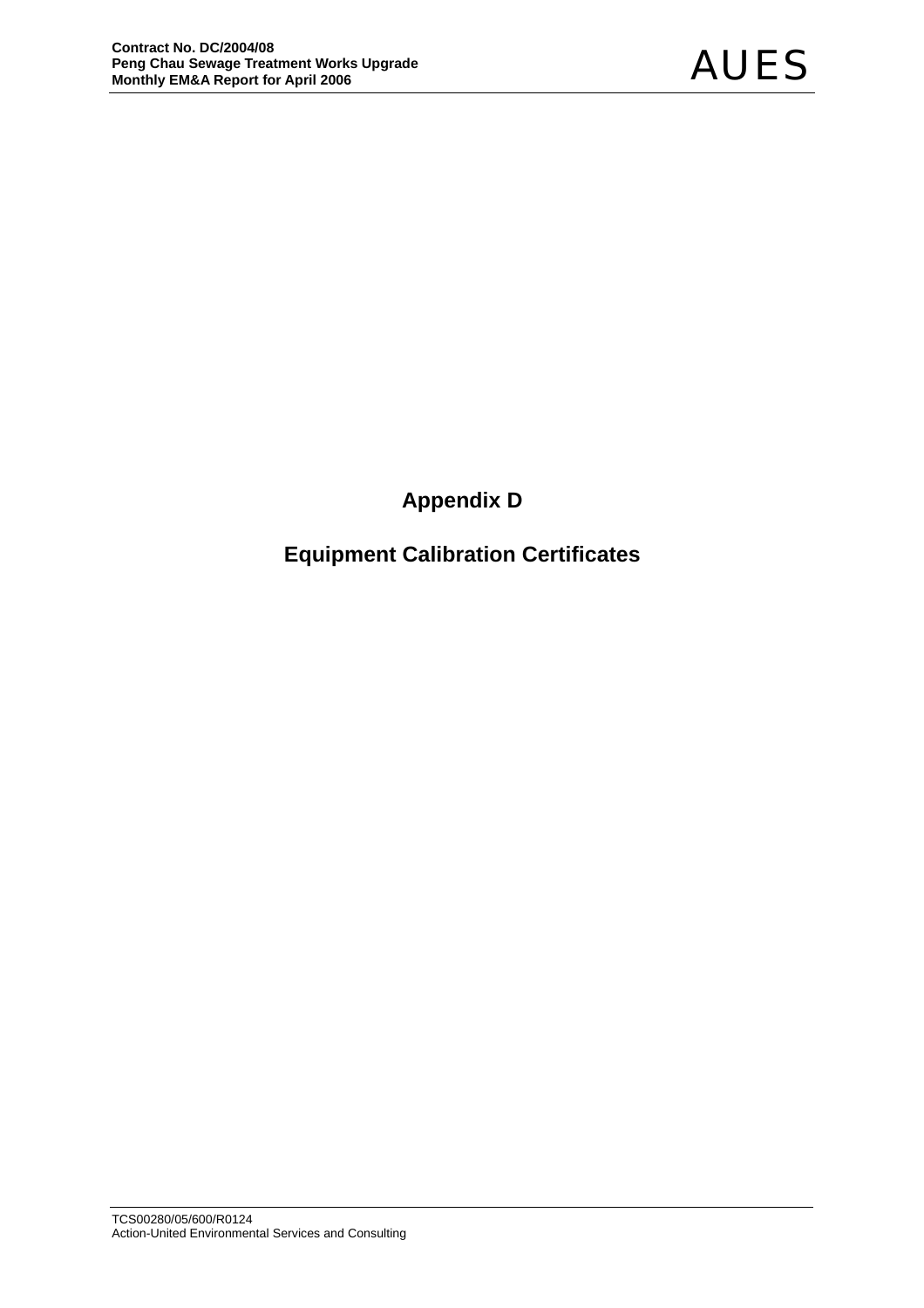# Appendix D

## Equipment Calibration Certificates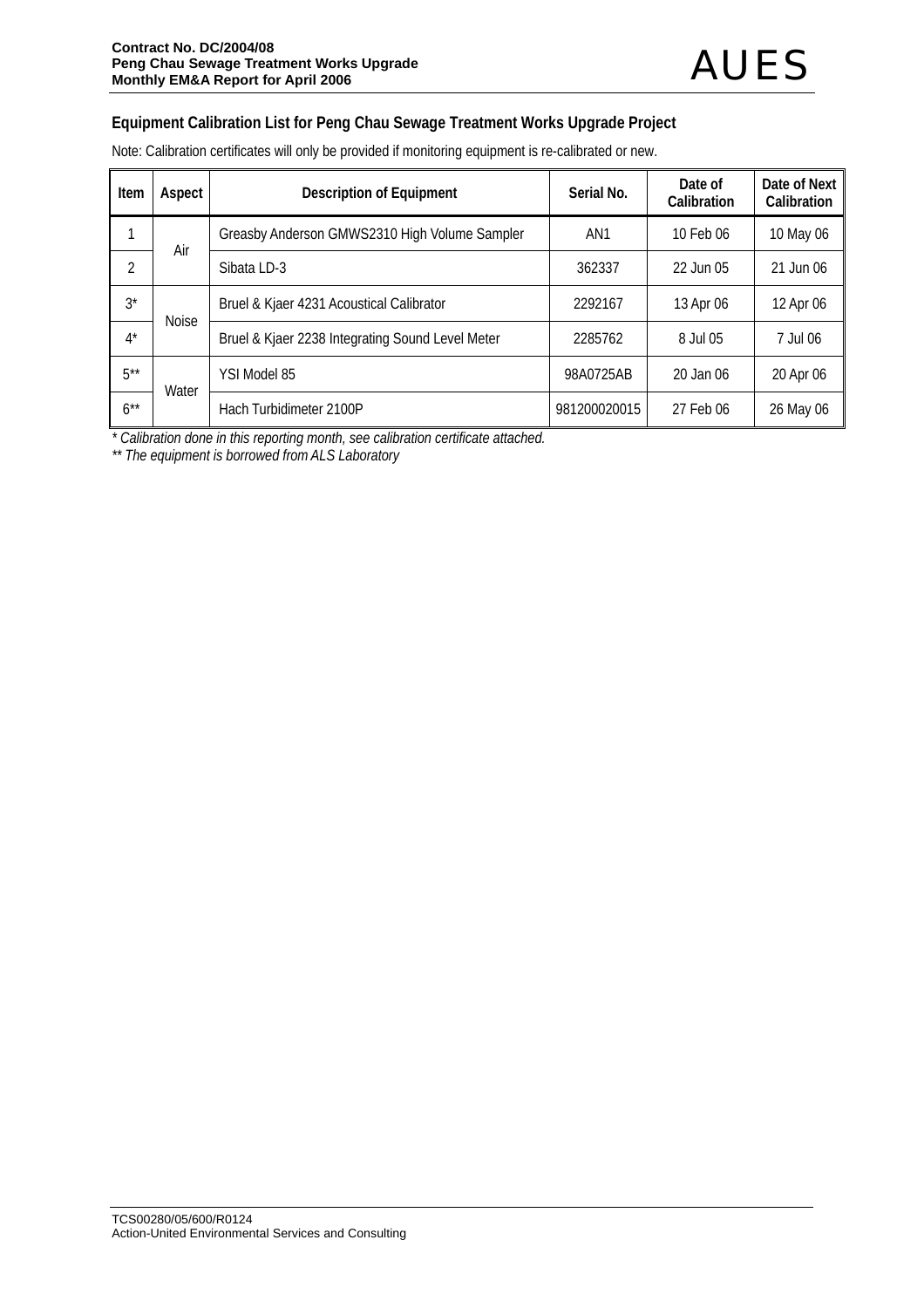**Equipment Calibration List for Peng Chau Sewage Treatment Works Upgrade Project**

Note: Calibration certificates will only be provided if monitoring equipment is re-calibrated or new.

| Item | Aspect | Description of Equipment | Serial No. | Date of Calibration | Date of Next Calibration |
|---|---|---|---|---|---|
| 1 | Air | Greasby Anderson GMWS2310 High Volume Sampler | AN1 | 10 Feb 06 | 10 May 06 |
| 2 | | Sibata LD-3 | 362337 | 22 Jun 05 | 21 Jun 06 |
| 3* | Noise | Bruel & Kjaer 4231 Acoustical Calibrator | 2292167 | 13 Apr 06 | 12 Apr 06 |
| 4* | | Bruel & Kjaer 2238 Integrating Sound Level Meter | 2285762 | 8 Jul 05 | 7 Jul 06 |
| 5** | Water | YSI Model 85 | 98A0725AB | 20 Jan 06 | 20 Apr 06 |
| 6** | | Hach Turbidimeter 2100P | 981200020015 | 27 Feb 06 | 26 May 06 |

*\* Calibration done in this reporting month, see calibration certificate attached.*

*\*\* The equipment is borrowed from ALS Laboratory*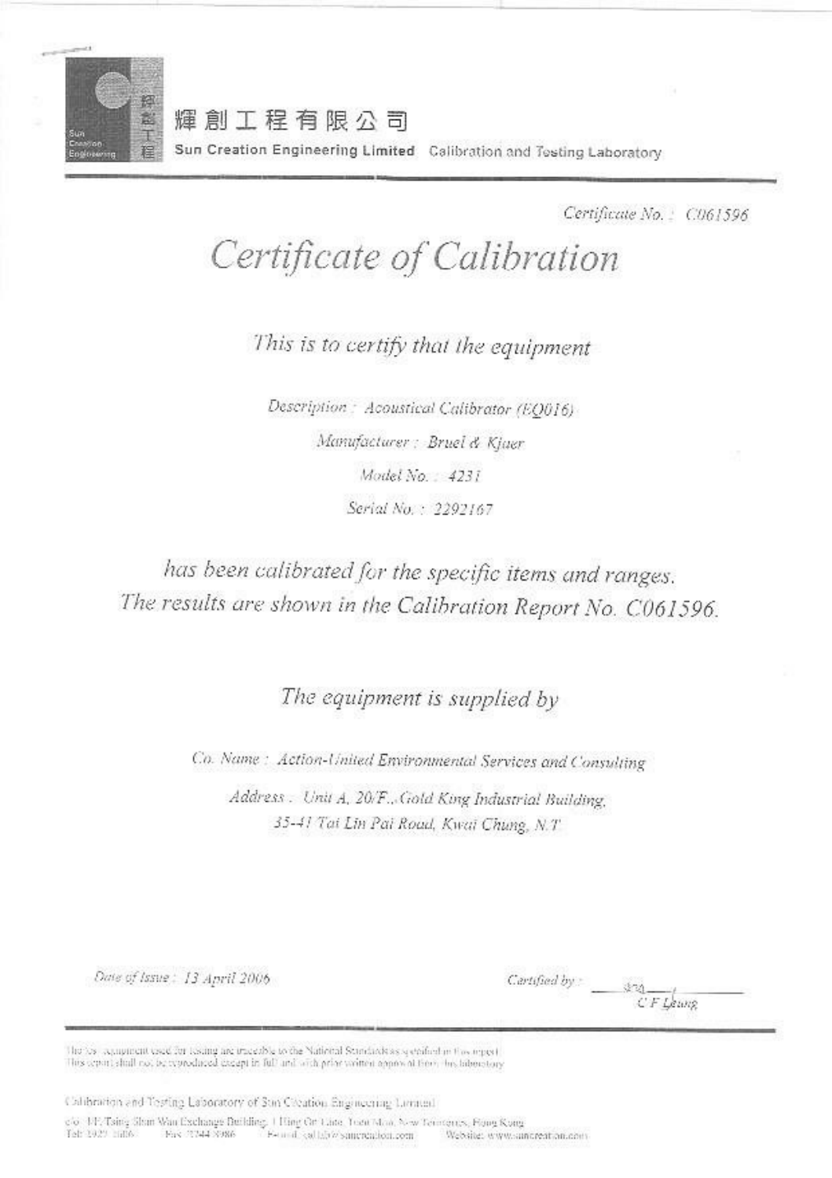輝創工程有限公司

Sun Creation Engineering Limited Calibration and Testing Laboratory

Certificate No. : C061596

# *Certificate of Calibration*

*This is to certify that the equipment*

*Description : Acoustical Calibrator (EQ016)*

*Manufacturer : Bruel & Kjuer*

*Model No. : 4231*

*Serial No. : 2292167*

*has been calibrated for the specific items and ranges.*
*The results are shown in the Calibration Report No. C061596.*

*The equipment is supplied by*

*Co. Name : Action-United Environmental Services and Consulting*

*Address : Unit A, 20/F., Gold King Industrial Building,*
*35-41 Tai Lin Pai Road, Kwai Chung, N.T.*

*Date of Issue : 13 April 2006*

*Certified by :* C F Leung

The test equipment used for testing are traceable to the National Standards as specified in this report.
This report shall not be reproduced except in full and with prior written approval from this laboratory.

Calibration and Testing Laboratory of Sun Creation Engineering Limited

c/o 1F, Tsing Shan Wan Exchange Building, 1 Hing On Lane, Tuen Mun, New Territories, Hong Kong
Tel: 2927 2606 Fax: 2744 8986 E-mail: callab@suncreation.com Website: www.suncreation.com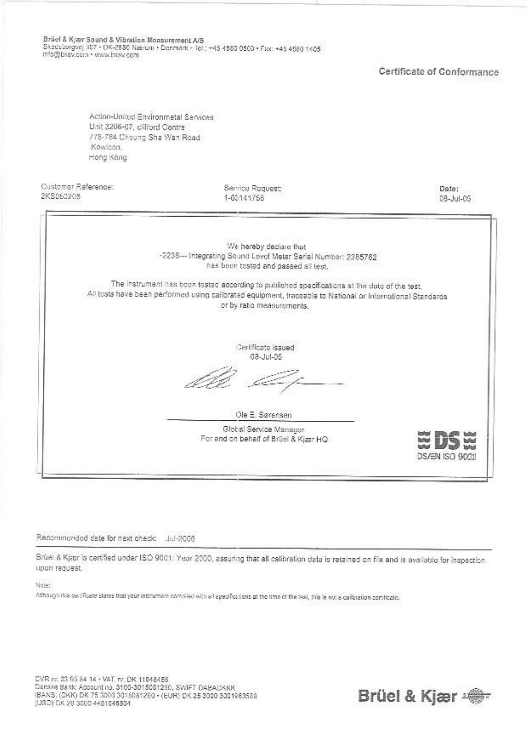Brüel & Kjær Sound & Vibration Measurement A/S
Skodsborgvej 307 • DK-2850 Nærum • Denmark • Tel.: +45 4580 0500 • Fax: +45 4580 1405
info@bksv.com • www.bksv.com

## Certificate of Conformance

Action-United Environmetal Services
Unit 3206-07, clifford Centre
778-784 Cheung Sha Wan Road
Kowloon,
Hong Kong

| Customer Reference: | Service Request: | Date: |
|---|---|---|
| 2KS050205 | 1-03141756 | 08-Jul-05 |

We hereby declare that
-2236--- Integrating Sound Level Meter Serial Number: 2285762
has been tested and passed all test.

The instrument has been tested according to published specifications at the date of the test.
All tests have been performed using calibrated equipment, traceable to National or International Standards or by ratio measurements.

Certificate issued
08-Jul-05

Ole E. Sørensen
Global Service Manager
For and on behalf of Brüel & Kjær HQ

DS/EN ISO 9001

Recommended date for next check: Jul-2006

Brüel & Kjær is certified under ISO 9001: Year 2000, assuring that all calibration data is retained on file and is available for inspection upon request.

Note:
Although this certificate states that your instrument complied with all specifications at the time of the test, this is not a calibration certificate.

CVR nr. 23 95 84 14 • VAT nr. DK 11946456
Danske Bank: Account no. 3100-3015081280, SWIFT DABADKKK
IBANS: (DKK) DK 75 3000 3015081280 • (EUR) DK 25 3000 3001963589
(USD) DK 26 3000 4461045504

Brüel & Kjær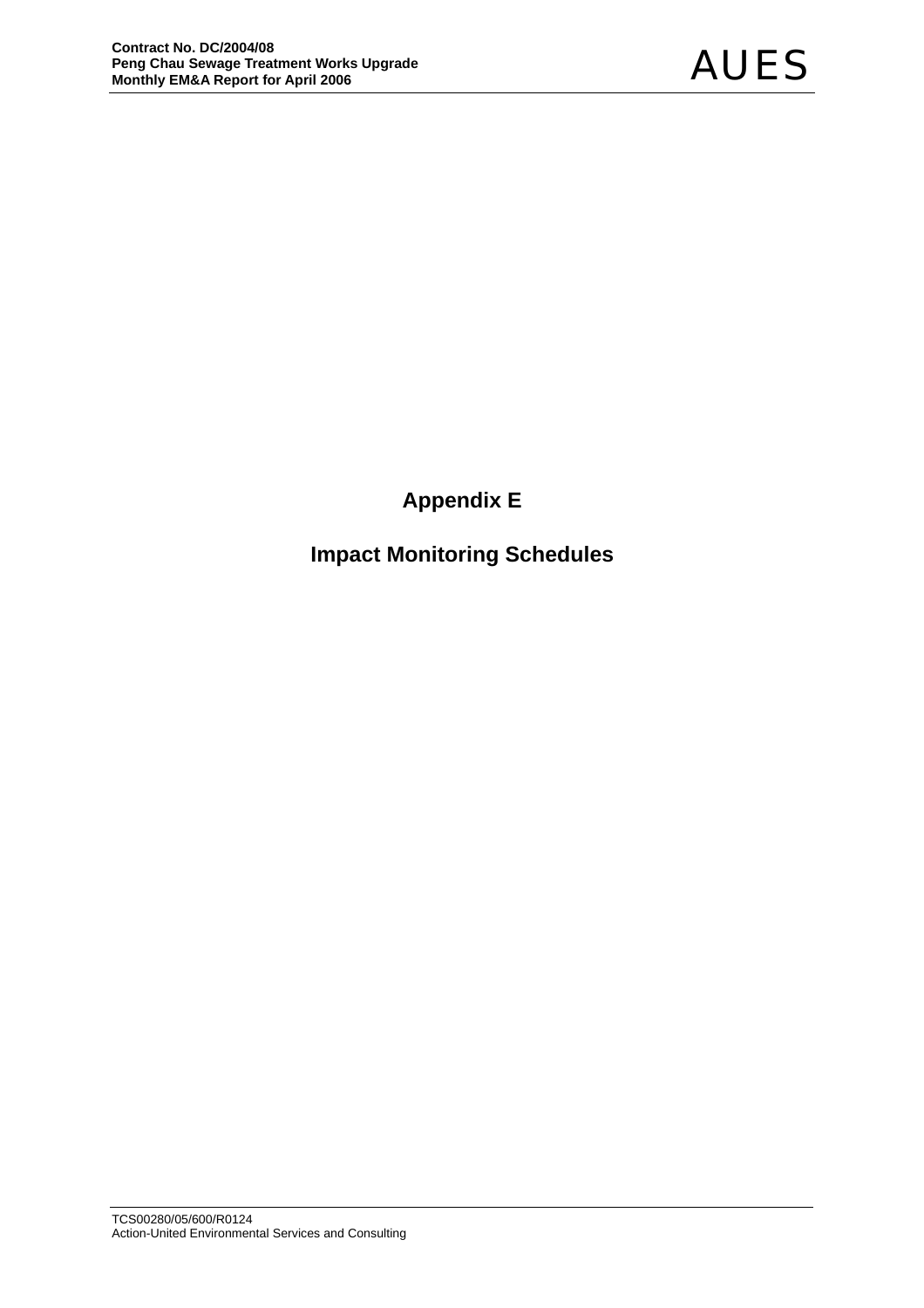# Appendix E

## Impact Monitoring Schedules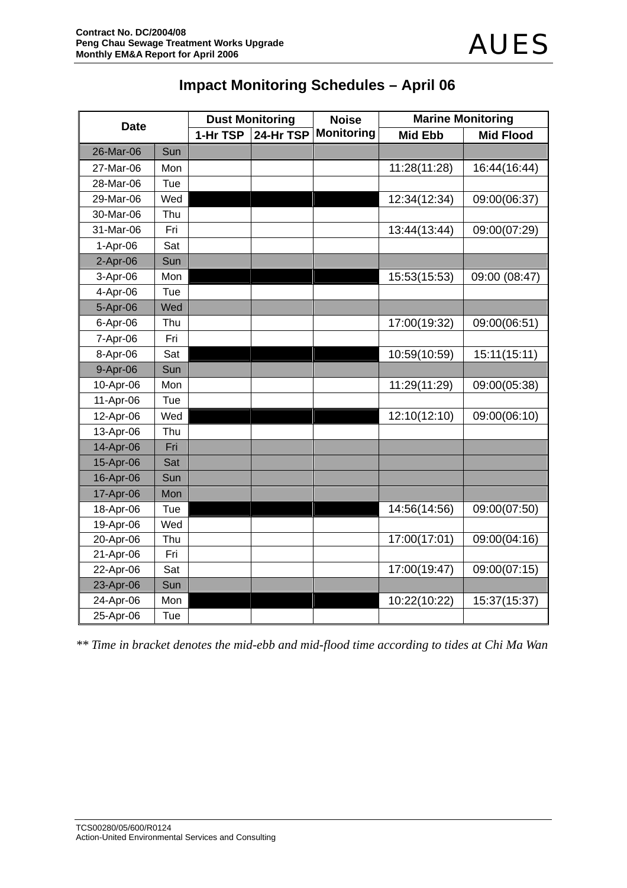# Impact Monitoring Schedules – April 06

| Date | | Dust Monitoring | | Noise Monitoring | Marine Monitoring | |
|---|---|---|---|---|---|---|
| | | 1-Hr TSP | 24-Hr TSP | | Mid Ebb | Mid Flood |
| 26-Mar-06 | Sun | | | | | |
| 27-Mar-06 | Mon | | | | 11:28(11:28) | 16:44(16:44) |
| 28-Mar-06 | Tue | | | | | |
| 29-Mar-06 | Wed | | | | 12:34(12:34) | 09:00(06:37) |
| 30-Mar-06 | Thu | | | | | |
| 31-Mar-06 | Fri | | | | 13:44(13:44) | 09:00(07:29) |
| 1-Apr-06 | Sat | | | | | |
| 2-Apr-06 | Sun | | | | | |
| 3-Apr-06 | Mon | | | | 15:53(15:53) | 09:00 (08:47) |
| 4-Apr-06 | Tue | | | | | |
| 5-Apr-06 | Wed | | | | | |
| 6-Apr-06 | Thu | | | | 17:00(19:32) | 09:00(06:51) |
| 7-Apr-06 | Fri | | | | | |
| 8-Apr-06 | Sat | | | | 10:59(10:59) | 15:11(15:11) |
| 9-Apr-06 | Sun | | | | | |
| 10-Apr-06 | Mon | | | | 11:29(11:29) | 09:00(05:38) |
| 11-Apr-06 | Tue | | | | | |
| 12-Apr-06 | Wed | | | | 12:10(12:10) | 09:00(06:10) |
| 13-Apr-06 | Thu | | | | | |
| 14-Apr-06 | Fri | | | | | |
| 15-Apr-06 | Sat | | | | | |
| 16-Apr-06 | Sun | | | | | |
| 17-Apr-06 | Mon | | | | | |
| 18-Apr-06 | Tue | | | | 14:56(14:56) | 09:00(07:50) |
| 19-Apr-06 | Wed | | | | | |
| 20-Apr-06 | Thu | | | | 17:00(17:01) | 09:00(04:16) |
| 21-Apr-06 | Fri | | | | | |
| 22-Apr-06 | Sat | | | | 17:00(19:47) | 09:00(07:15) |
| 23-Apr-06 | Sun | | | | | |
| 24-Apr-06 | Mon | | | | 10:22(10:22) | 15:37(15:37) |
| 25-Apr-06 | Tue | | | | | |

*** Time in bracket denotes the mid-ebb and mid-flood time according to tides at Chi Ma Wan*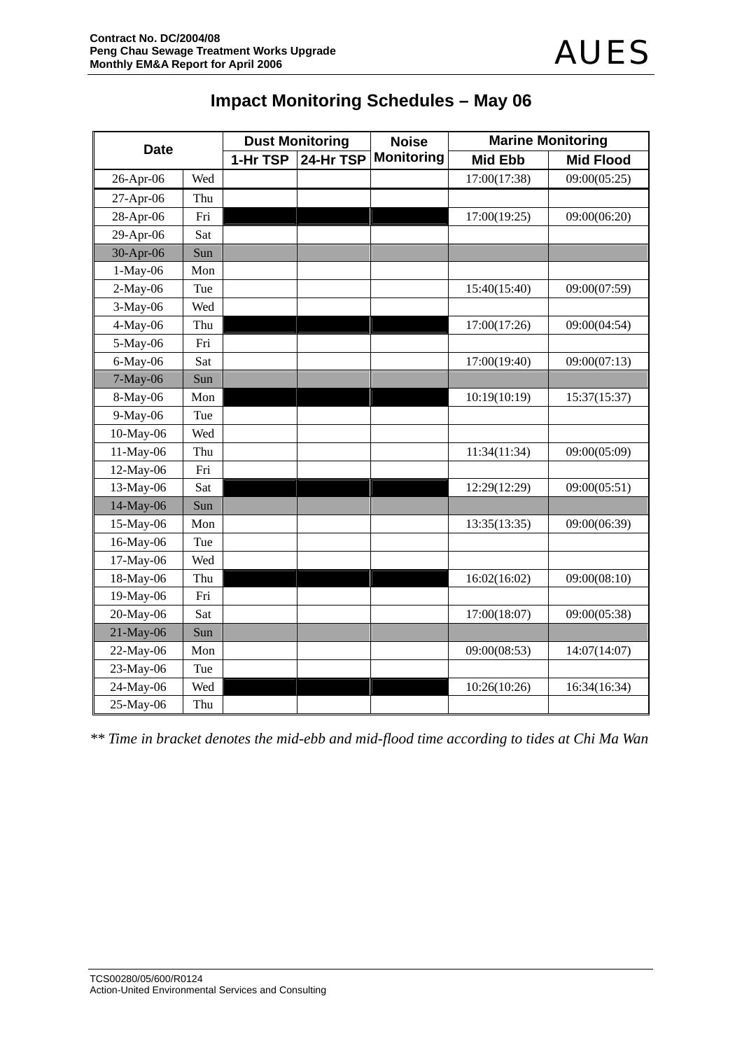## Impact Monitoring Schedules – May 06

| Date | | Dust Monitoring | | Noise Monitoring | Marine Monitoring | |
|---|---|---|---|---|---|---|
| | | 1-Hr TSP | 24-Hr TSP | | Mid Ebb | Mid Flood |
| 26-Apr-06 | Wed | | | | 17:00(17:38) | 09:00(05:25) |
| 27-Apr-06 | Thu | | | | | |
| 28-Apr-06 | Fri | | | | 17:00(19:25) | 09:00(06:20) |
| 29-Apr-06 | Sat | | | | | |
| 30-Apr-06 | Sun | | | | | |
| 1-May-06 | Mon | | | | | |
| 2-May-06 | Tue | | | | 15:40(15:40) | 09:00(07:59) |
| 3-May-06 | Wed | | | | | |
| 4-May-06 | Thu | | | | 17:00(17:26) | 09:00(04:54) |
| 5-May-06 | Fri | | | | | |
| 6-May-06 | Sat | | | | 17:00(19:40) | 09:00(07:13) |
| 7-May-06 | Sun | | | | | |
| 8-May-06 | Mon | | | | 10:19(10:19) | 15:37(15:37) |
| 9-May-06 | Tue | | | | | |
| 10-May-06 | Wed | | | | | |
| 11-May-06 | Thu | | | | 11:34(11:34) | 09:00(05:09) |
| 12-May-06 | Fri | | | | | |
| 13-May-06 | Sat | | | | 12:29(12:29) | 09:00(05:51) |
| 14-May-06 | Sun | | | | | |
| 15-May-06 | Mon | | | | 13:35(13:35) | 09:00(06:39) |
| 16-May-06 | Tue | | | | | |
| 17-May-06 | Wed | | | | | |
| 18-May-06 | Thu | | | | 16:02(16:02) | 09:00(08:10) |
| 19-May-06 | Fri | | | | | |
| 20-May-06 | Sat | | | | 17:00(18:07) | 09:00(05:38) |
| 21-May-06 | Sun | | | | | |
| 22-May-06 | Mon | | | | 09:00(08:53) | 14:07(14:07) |
| 23-May-06 | Tue | | | | | |
| 24-May-06 | Wed | | | | 10:26(10:26) | 16:34(16:34) |
| 25-May-06 | Thu | | | | | |

*** Time in bracket denotes the mid-ebb and mid-flood time according to tides at Chi Ma Wan*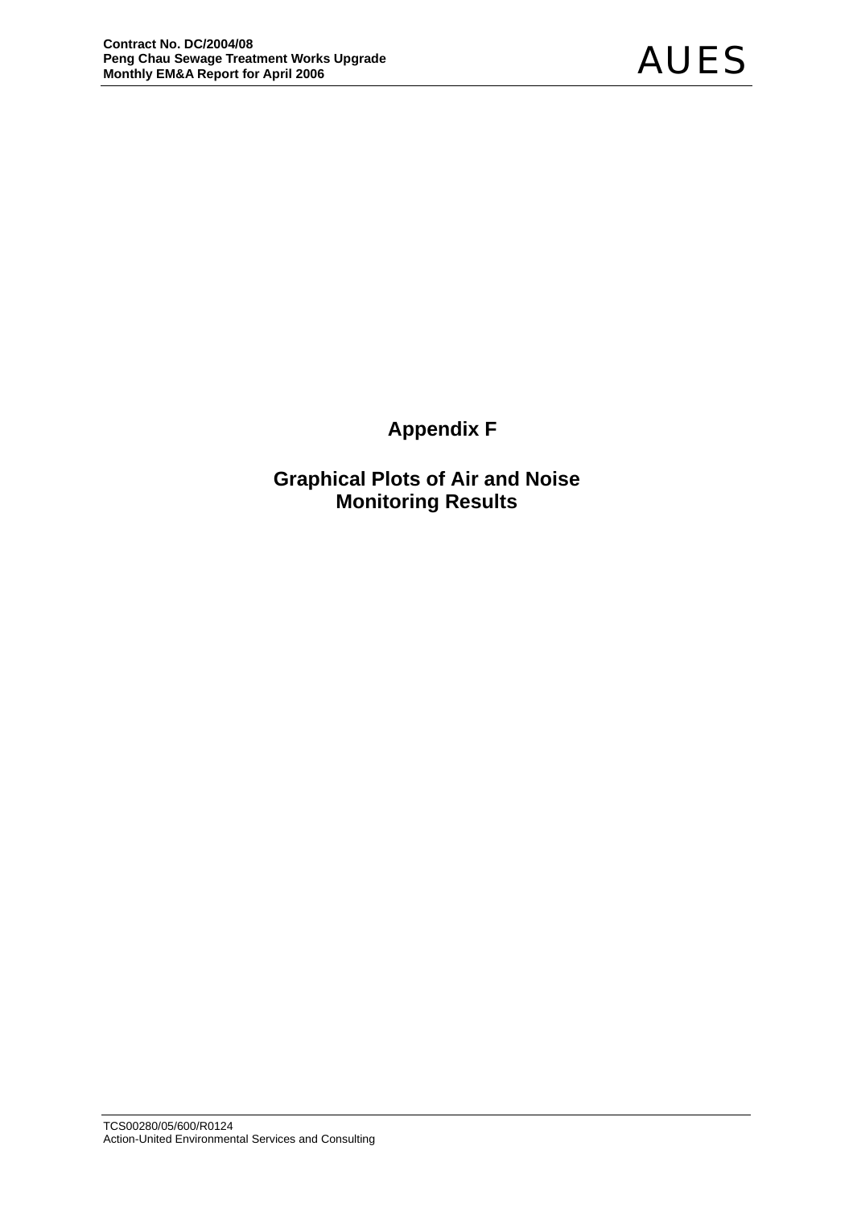# Appendix F

## Graphical Plots of Air and Noise Monitoring Results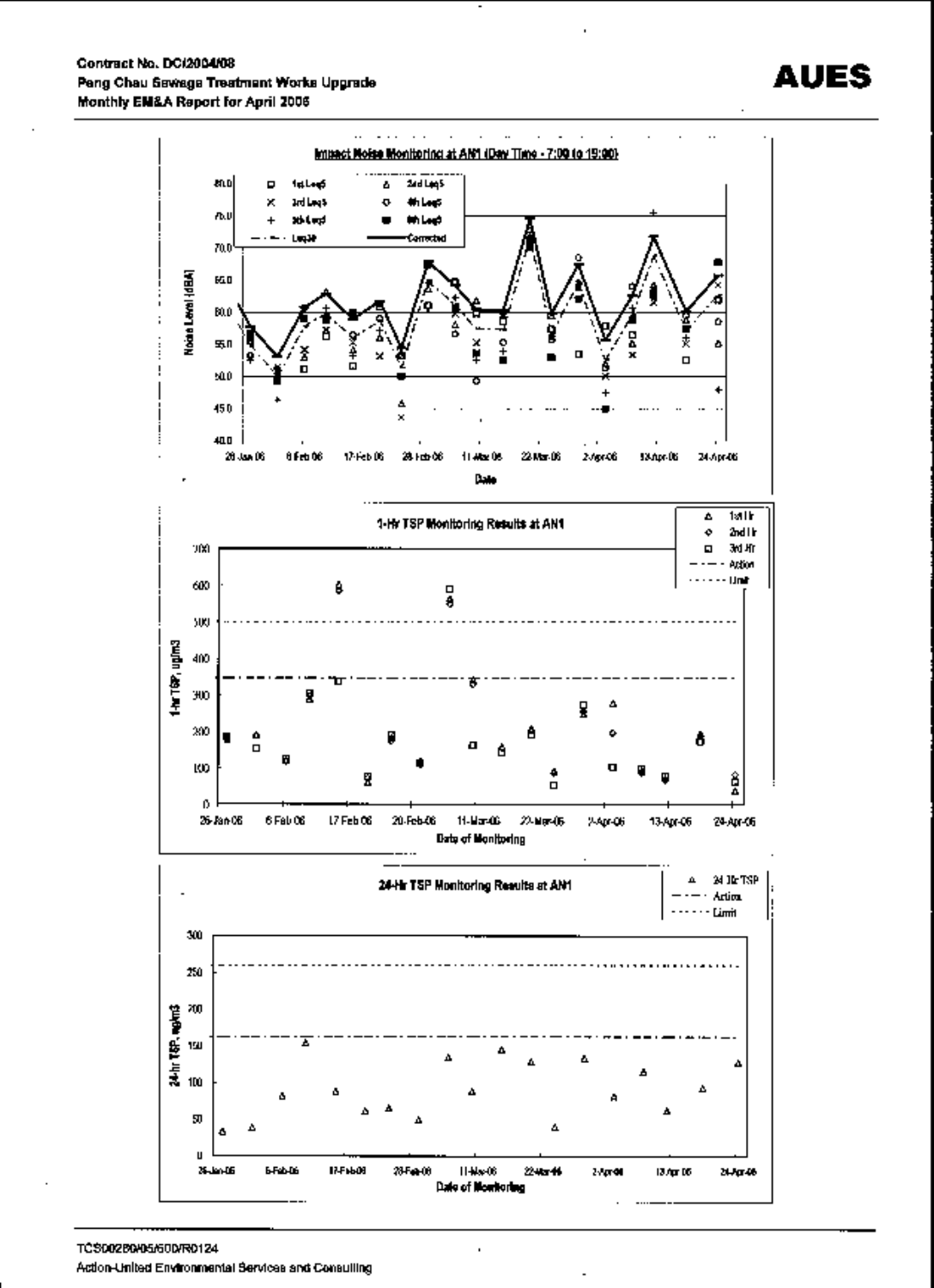**Impact Noise Monitoring at AN1 (Day Time - 7:00 to 19:00)**

Noise Level (dBA)

Legend: 1st Leq5, 2nd Leq5, 3rd Leq5, 4th Leq5, 5th Leq5, 6th Leq5, Leq30, Corrected

Date: 26-Jan-06, 6-Feb-06, 17-Feb-06, 28-Feb-06, 11-Mar-06, 22-Mar-06, 2-Apr-06, 13-Apr-06, 24-Apr-06

**1-Hr TSP Monitoring Results at AN1**

1-hr TSP, ug/m3

Legend: 1st Hr, 2nd Hr, 3rd Hr, Action, Limit

Date of Monitoring: 26-Jan-06, 6-Feb-06, 17-Feb-06, 28-Feb-06, 11-Mar-06, 22-Mar-06, 2-Apr-06, 13-Apr-06, 24-Apr-06

**24-Hr TSP Monitoring Results at AN1**

24-hr TSP, ug/m3

Legend: 24 Hr TSP, Action, Limit

Date of Monitoring: 26-Jan-06, 6-Feb-06, 17-Feb-06, 28-Feb-06, 11-Mar-06, 22-Mar-06, 2-Apr-06, 13-Apr-06, 24-Apr-06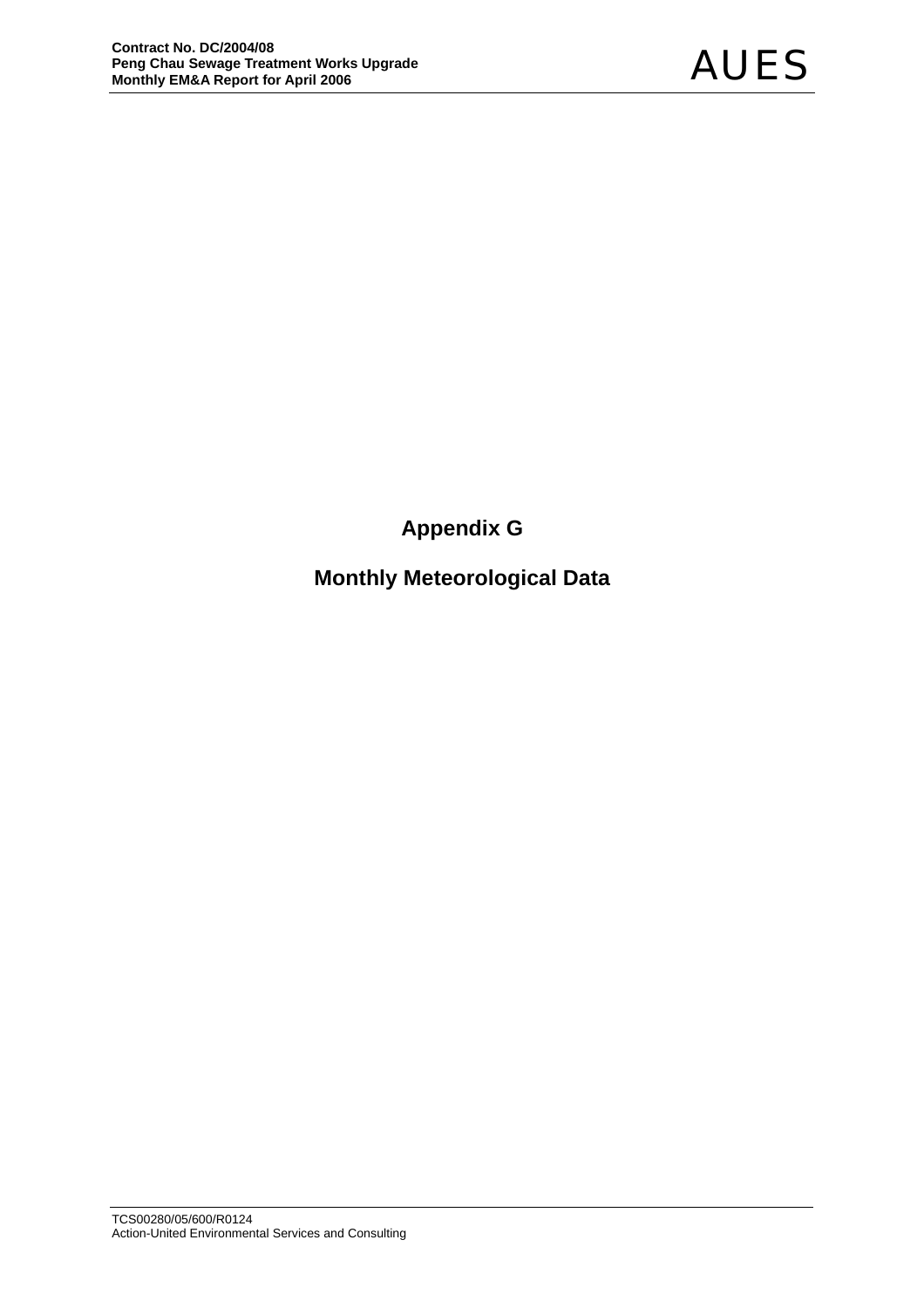# Appendix G

## Monthly Meteorological Data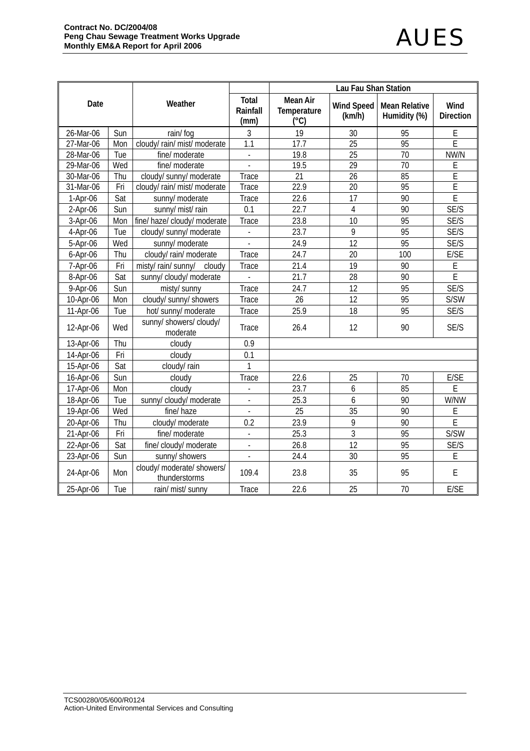| Date | | Weather | Total Rainfall (mm) | Lau Fau Shan Station | | | |
|---|---|---|---|---|---|---|---|
| | | | | Mean Air Temperature (°C) | Wind Speed (km/h) | Mean Relative Humidity (%) | Wind Direction |
| 26-Mar-06 | Sun | rain/ fog | 3 | 19 | 30 | 95 | E |
| 27-Mar-06 | Mon | cloudy/ rain/ mist/ moderate | 1.1 | 17.7 | 25 | 95 | E |
| 28-Mar-06 | Tue | fine/ moderate | - | 19.8 | 25 | 70 | NW/N |
| 29-Mar-06 | Wed | fine/ moderate | - | 19.5 | 29 | 70 | E |
| 30-Mar-06 | Thu | cloudy/ sunny/ moderate | Trace | 21 | 26 | 85 | E |
| 31-Mar-06 | Fri | cloudy/ rain/ mist/ moderate | Trace | 22.9 | 20 | 95 | E |
| 1-Apr-06 | Sat | sunny/ moderate | Trace | 22.6 | 17 | 90 | E |
| 2-Apr-06 | Sun | sunny/ mist/ rain | 0.1 | 22.7 | 4 | 90 | SE/S |
| 3-Apr-06 | Mon | fine/ haze/ cloudy/ moderate | Trace | 23.8 | 10 | 95 | SE/S |
| 4-Apr-06 | Tue | cloudy/ sunny/ moderate | - | 23.7 | 9 | 95 | SE/S |
| 5-Apr-06 | Wed | sunny/ moderate | - | 24.9 | 12 | 95 | SE/S |
| 6-Apr-06 | Thu | cloudy/ rain/ moderate | Trace | 24.7 | 20 | 100 | E/SE |
| 7-Apr-06 | Fri | misty/ rain/ sunny/ cloudy | Trace | 21.4 | 19 | 90 | E |
| 8-Apr-06 | Sat | sunny/ cloudy/ moderate | - | 21.7 | 28 | 90 | E |
| 9-Apr-06 | Sun | misty/ sunny | Trace | 24.7 | 12 | 95 | SE/S |
| 10-Apr-06 | Mon | cloudy/ sunny/ showers | Trace | 26 | 12 | 95 | S/SW |
| 11-Apr-06 | Tue | hot/ sunny/ moderate | Trace | 25.9 | 18 | 95 | SE/S |
| 12-Apr-06 | Wed | sunny/ showers/ cloudy/ moderate | Trace | 26.4 | 12 | 90 | SE/S |
| 13-Apr-06 | Thu | cloudy | 0.9 | | | | |
| 14-Apr-06 | Fri | cloudy | 0.1 | | | | |
| 15-Apr-06 | Sat | cloudy/ rain | 1 | | | | |
| 16-Apr-06 | Sun | cloudy | Trace | 22.6 | 25 | 70 | E/SE |
| 17-Apr-06 | Mon | cloudy | - | 23.7 | 6 | 85 | E |
| 18-Apr-06 | Tue | sunny/ cloudy/ moderate | - | 25.3 | 6 | 90 | W/NW |
| 19-Apr-06 | Wed | fine/ haze | - | 25 | 35 | 90 | E |
| 20-Apr-06 | Thu | cloudy/ moderate | 0.2 | 23.9 | 9 | 90 | E |
| 21-Apr-06 | Fri | fine/ moderate | - | 25.3 | 3 | 95 | S/SW |
| 22-Apr-06 | Sat | fine/ cloudy/ moderate | - | 26.8 | 12 | 95 | SE/S |
| 23-Apr-06 | Sun | sunny/ showers | - | 24.4 | 30 | 95 | E |
| 24-Apr-06 | Mon | cloudy/ moderate/ showers/ thunderstorms | 109.4 | 23.8 | 35 | 95 | E |
| 25-Apr-06 | Tue | rain/ mist/ sunny | Trace | 22.6 | 25 | 70 | E/SE |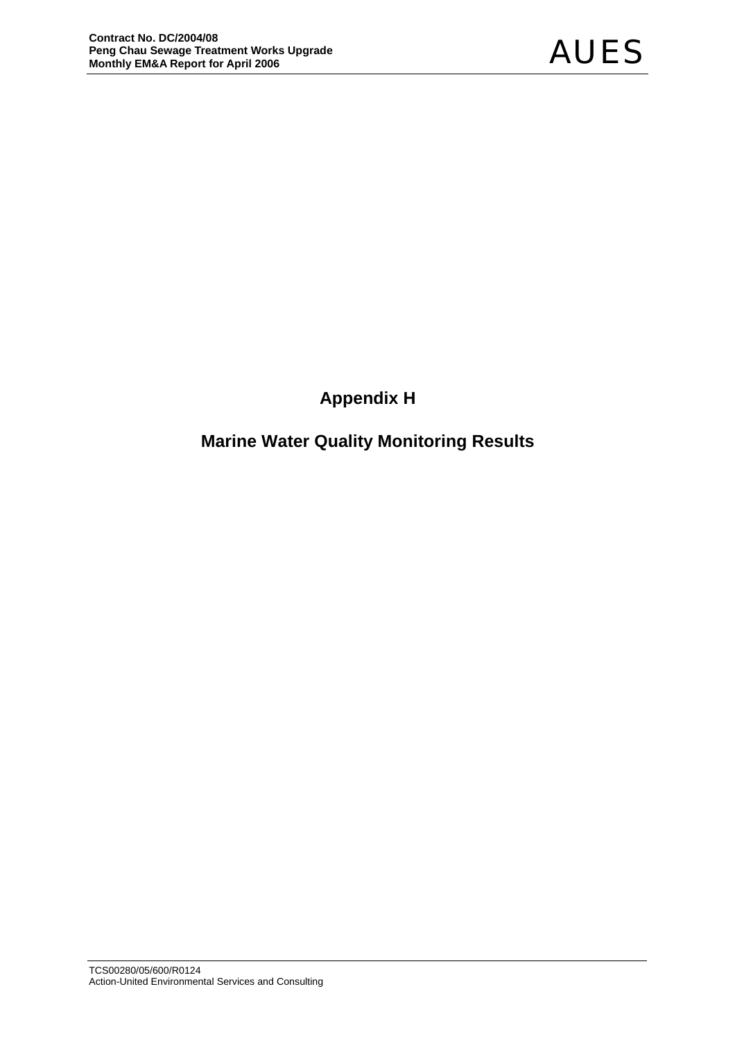# Appendix H

# Marine Water Quality Monitoring Results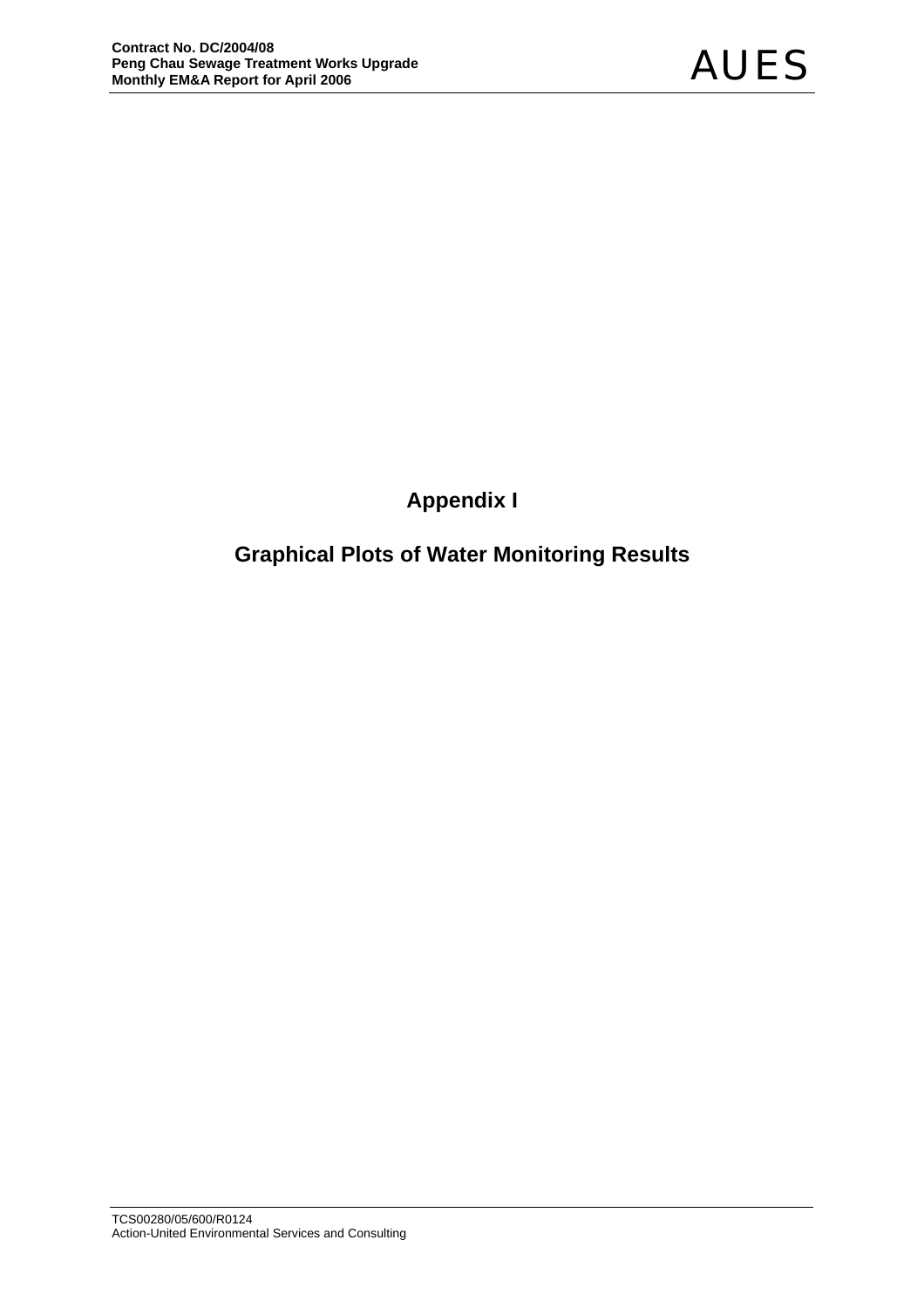# Appendix I

## Graphical Plots of Water Monitoring Results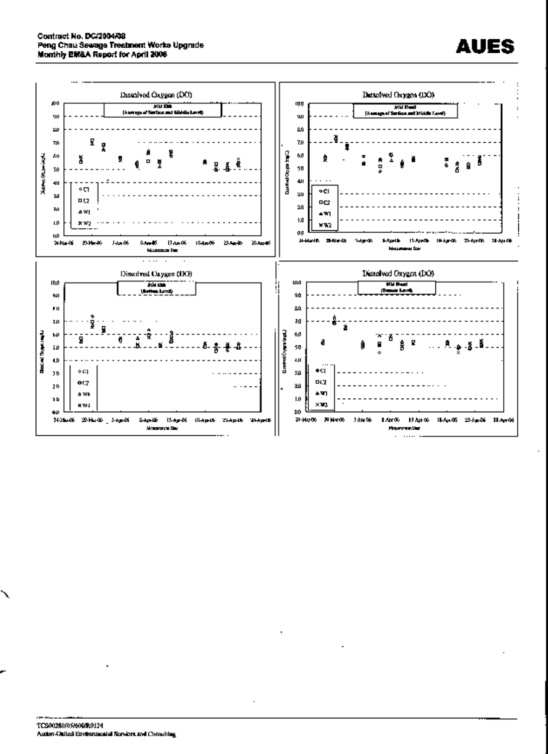Dissolved Oxygen (DO)

Mid Ebb (Average of Surface and Middle Level)

Dissolved Oxygen (DO)

Mid Flood (Average of Surface and Middle Level)

Dissolved Oxygen (DO)

Mid Ebb (Bottom Level)

Dissolved Oxygen (DO)

Mid Flood (Bottom Level)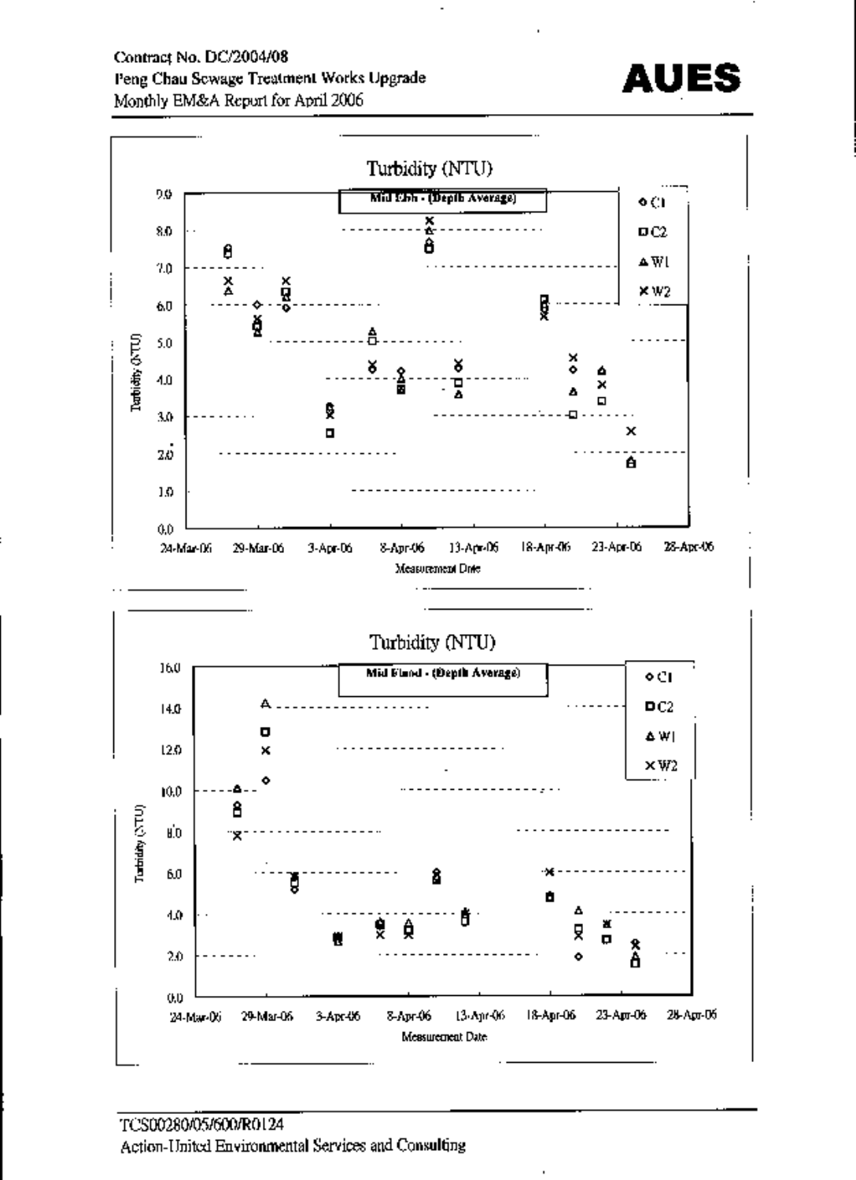Turbidity (NTU)

Mid Ebb - (Depth Average)

Turbidity (NTU)

Mid Flood - (Depth Average)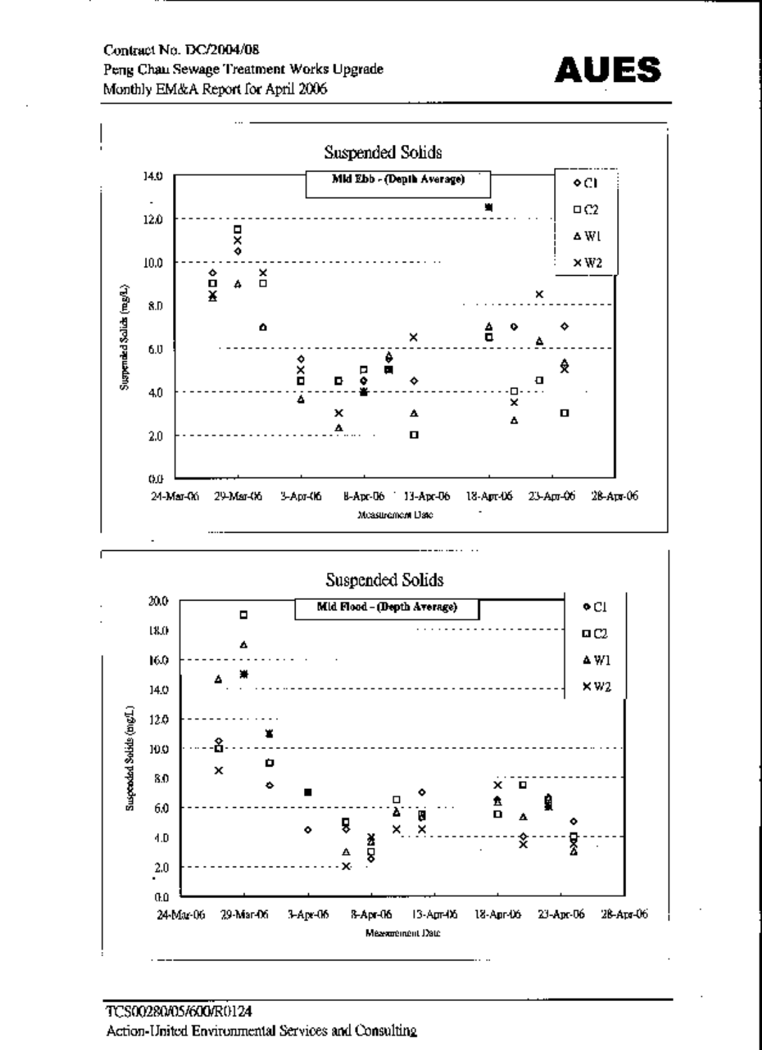Suspended Solids

Mid Ebb - (Depth Average)

Suspended Solids (mg/L)

Measurement Date

Legend: C1, C2, W1, W2

Suspended Solids

Mid Flood - (Depth Average)

Suspended Solids (mg/L)

Measurement Date

Legend: C1, C2, W1, W2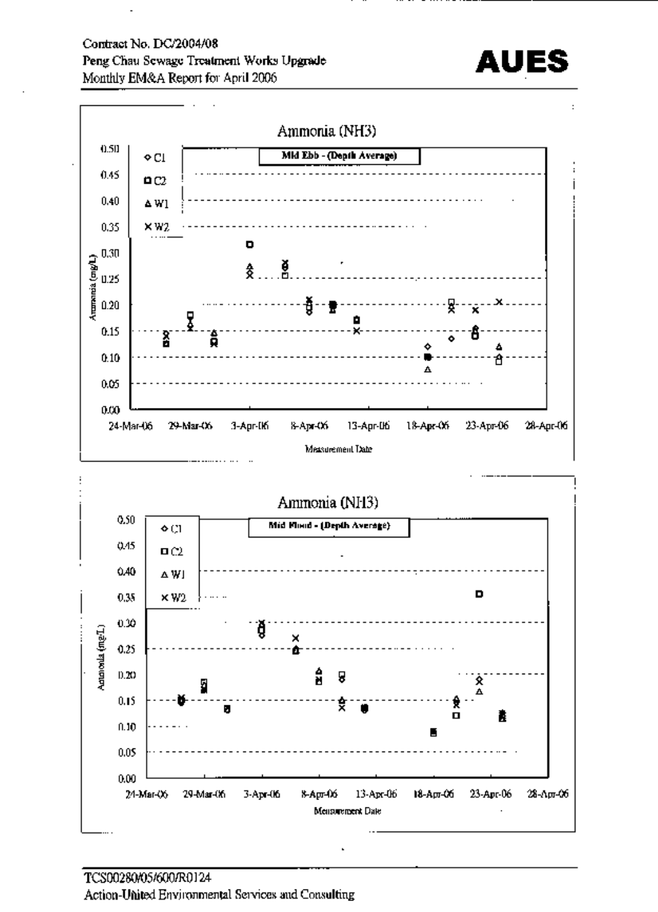Ammonia (NH3)

Mid Ebb - (Depth Average)

- ◇ C1
- □ C2
- △ W1
- × W2

Ammonia (mg/L): 0.00, 0.05, 0.10, 0.15, 0.20, 0.25, 0.30, 0.35, 0.40, 0.45, 0.50

Measurement Date: 24-Mar-06, 29-Mar-06, 3-Apr-06, 8-Apr-06, 13-Apr-06, 18-Apr-06, 23-Apr-06, 28-Apr-06

Ammonia (NH3)

Mid Flood - (Depth Average)

- ◇ C1
- □ C2
- △ W1
- × W2

Ammonia (mg/L): 0.00, 0.05, 0.10, 0.15, 0.20, 0.25, 0.30, 0.35, 0.40, 0.45, 0.50

Measurement Date: 24-Mar-06, 29-Mar-06, 3-Apr-06, 8-Apr-06, 13-Apr-06, 18-Apr-06, 23-Apr-06, 28-Apr-06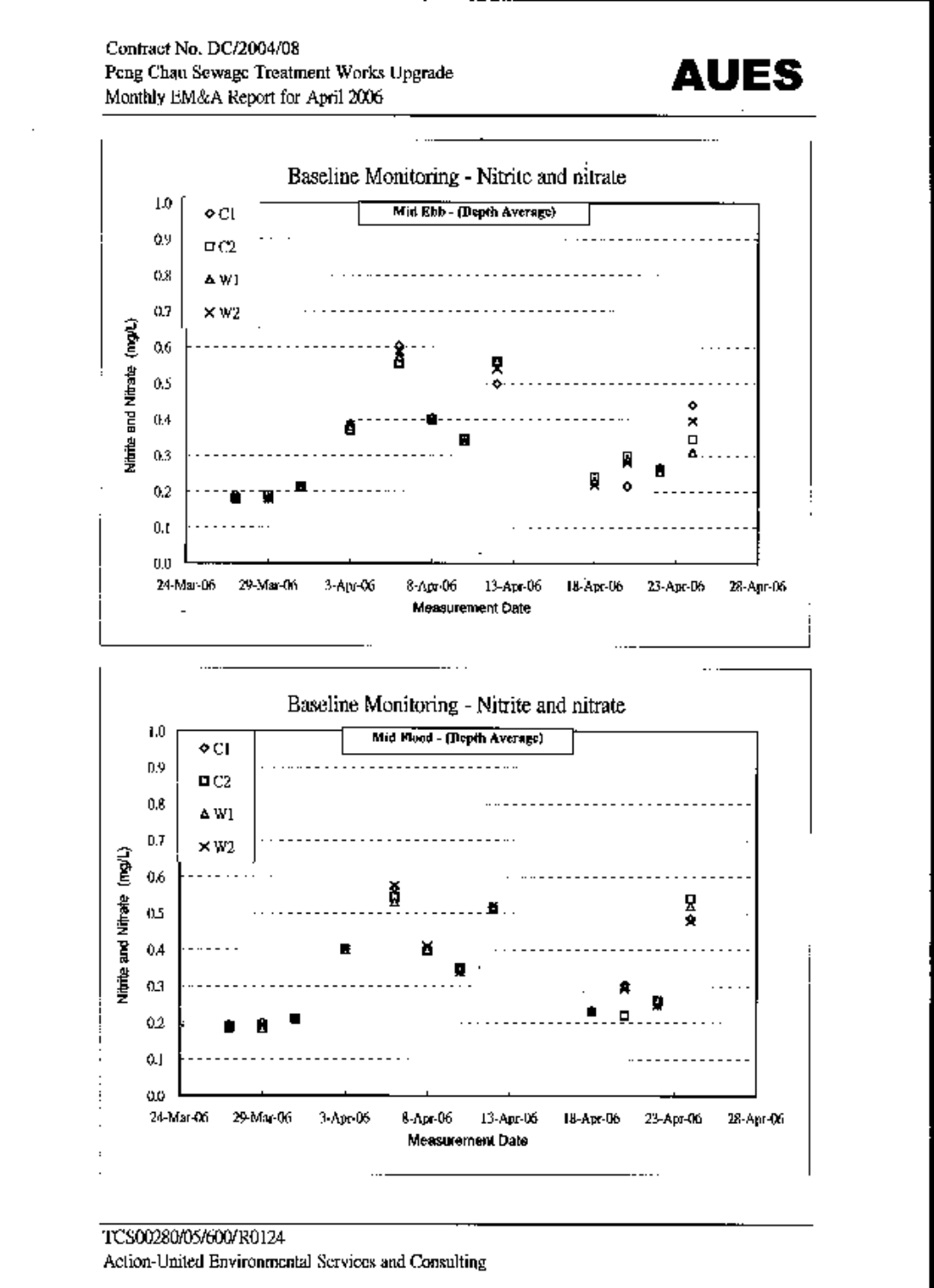Baseline Monitoring - Nitrite and nitrate

Mid Ebb - (Depth Average)

◇ C1
□ C2
△ W1
× W2

Nitrite and Nitrate (mg/L)

Measurement Date

Baseline Monitoring - Nitrite and nitrate

Mid Flood - (Depth Average)

◇ C1
□ C2
△ W1
× W2

Nitrite and Nitrate (mg/L)

Measurement Date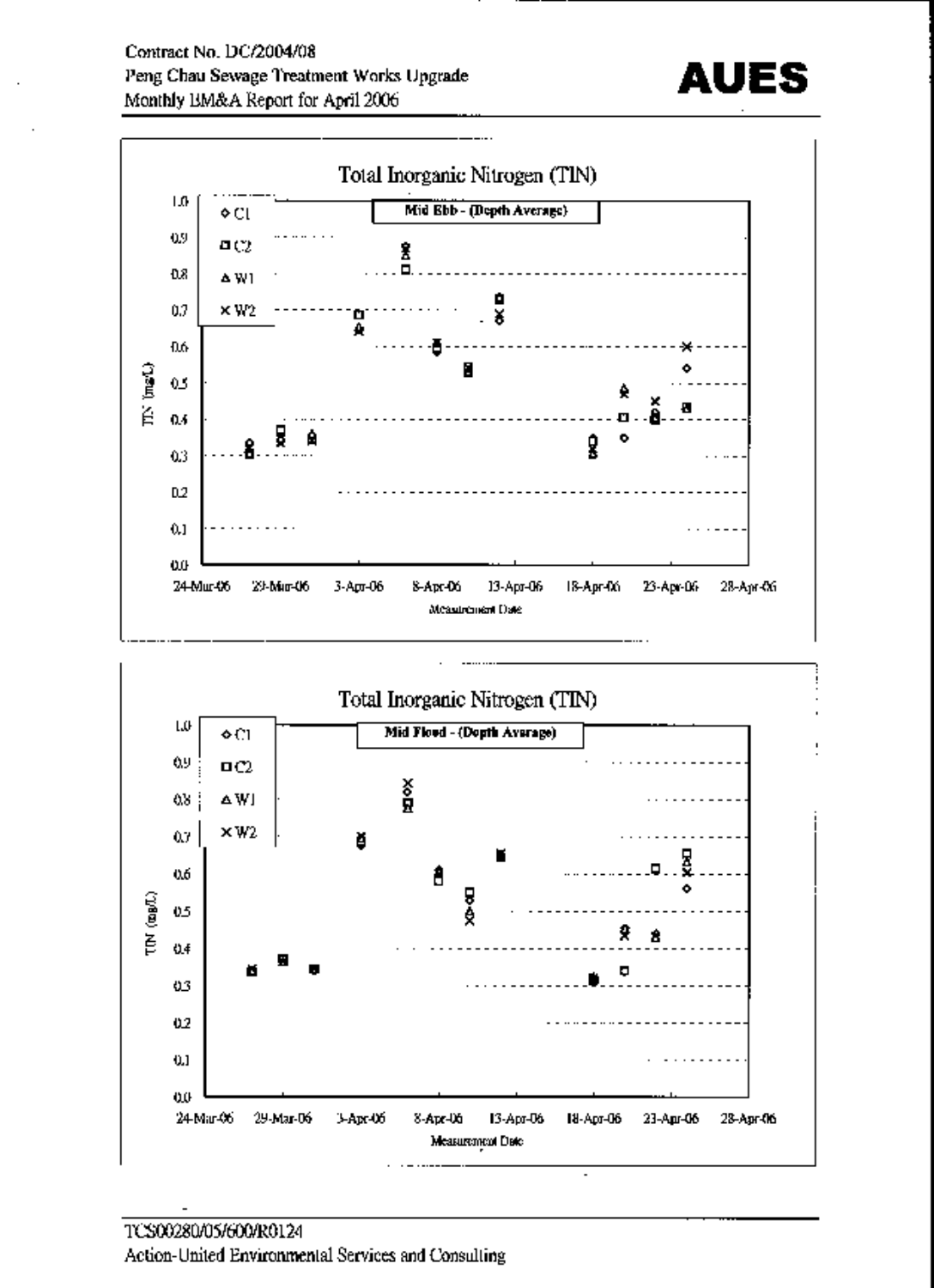Total Inorganic Nitrogen (TIN)

Mid Ebb - (Depth Average)

◇ C1
□ C2
△ W1
× W2

TIN (mg/L)

1.0
0.9
0.8
0.7
0.6
0.5
0.4
0.3
0.2
0.1
0.0

24-Mar-06 29-Mar-06 3-Apr-06 8-Apr-06 13-Apr-06 18-Apr-06 23-Apr-06 28-Apr-06

Measurement Date

Total Inorganic Nitrogen (TIN)

Mid Flood - (Depth Average)

◇ C1
□ C2
△ W1
× W2

TIN (mg/L)

1.0
0.9
0.8
0.7
0.6
0.5
0.4
0.3
0.2
0.1
0.0

24-Mar-06 29-Mar-06 3-Apr-06 8-Apr-06 13-Apr-06 18-Apr-06 23-Apr-06 28-Apr-06

Measurement Date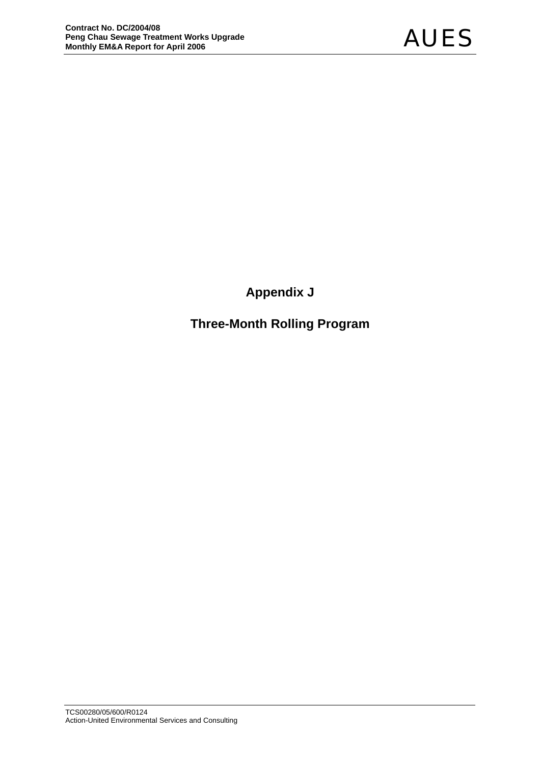# Appendix J

## Three-Month Rolling Program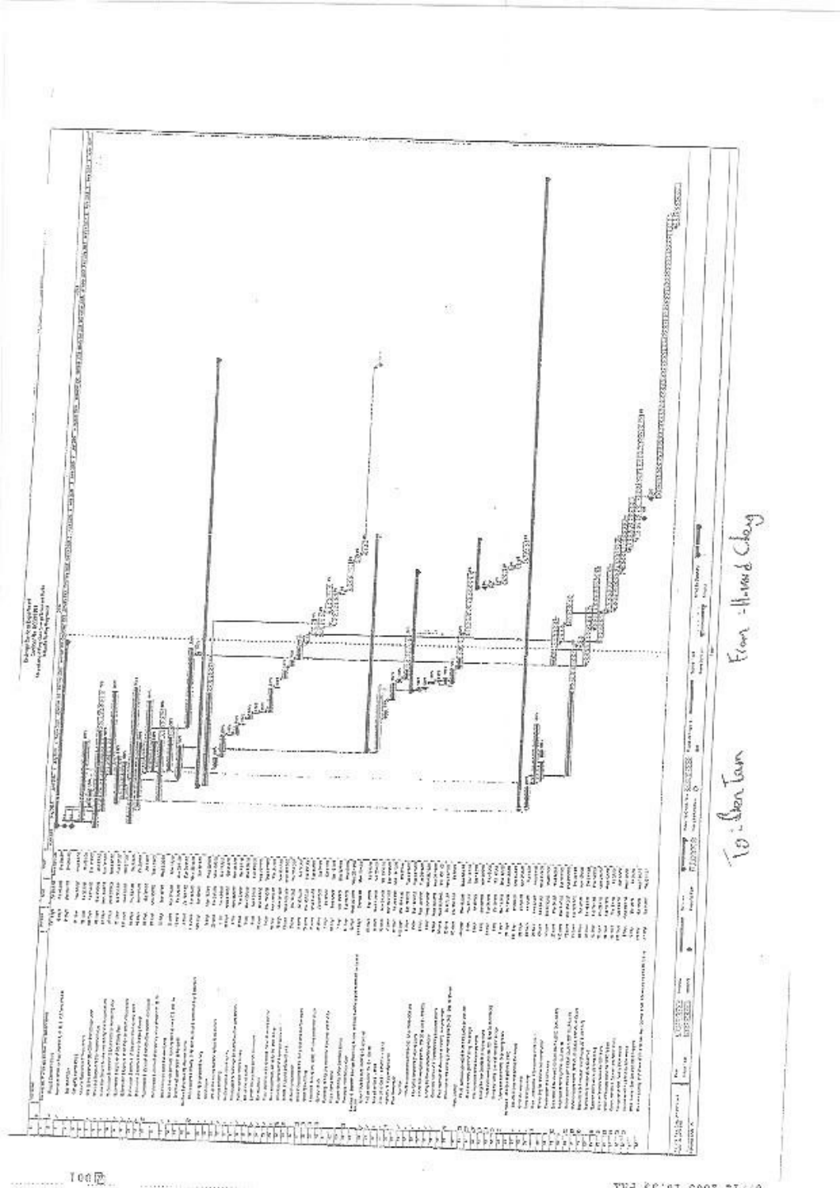To: Ben Tan

From: Howard Chay